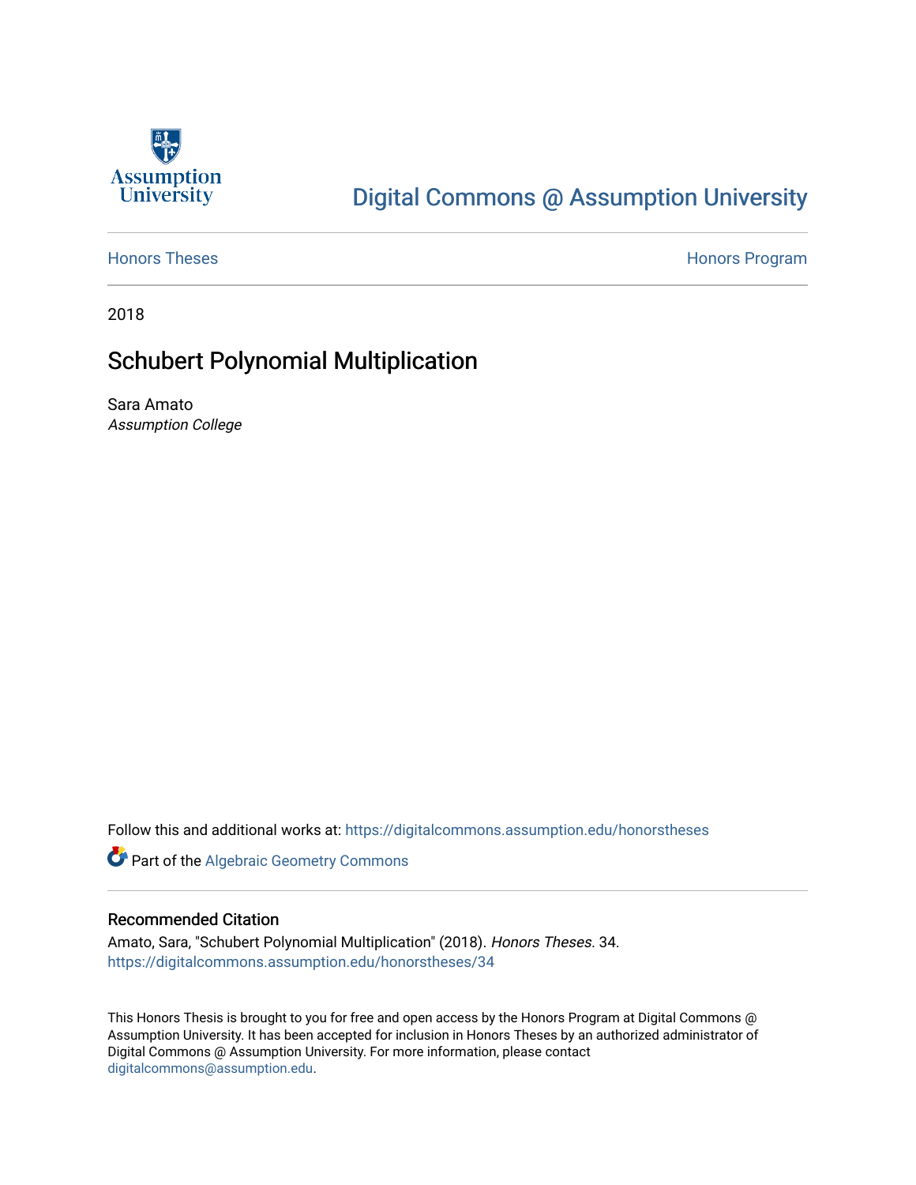Digital Commons @ Assumption University

Honors Theses

Honors Program

2018

# Schubert Polynomial Multiplication

Sara Amato
*Assumption College*

Follow this and additional works at: https://digitalcommons.assumption.edu/honorstheses

Part of the Algebraic Geometry Commons

## Recommended Citation

Amato, Sara, "Schubert Polynomial Multiplication" (2018). *Honors Theses*. 34.
https://digitalcommons.assumption.edu/honorstheses/34

This Honors Thesis is brought to you for free and open access by the Honors Program at Digital Commons @ Assumption University. It has been accepted for inclusion in Honors Theses by an authorized administrator of Digital Commons @ Assumption University. For more information, please contact digitalcommons@assumption.edu.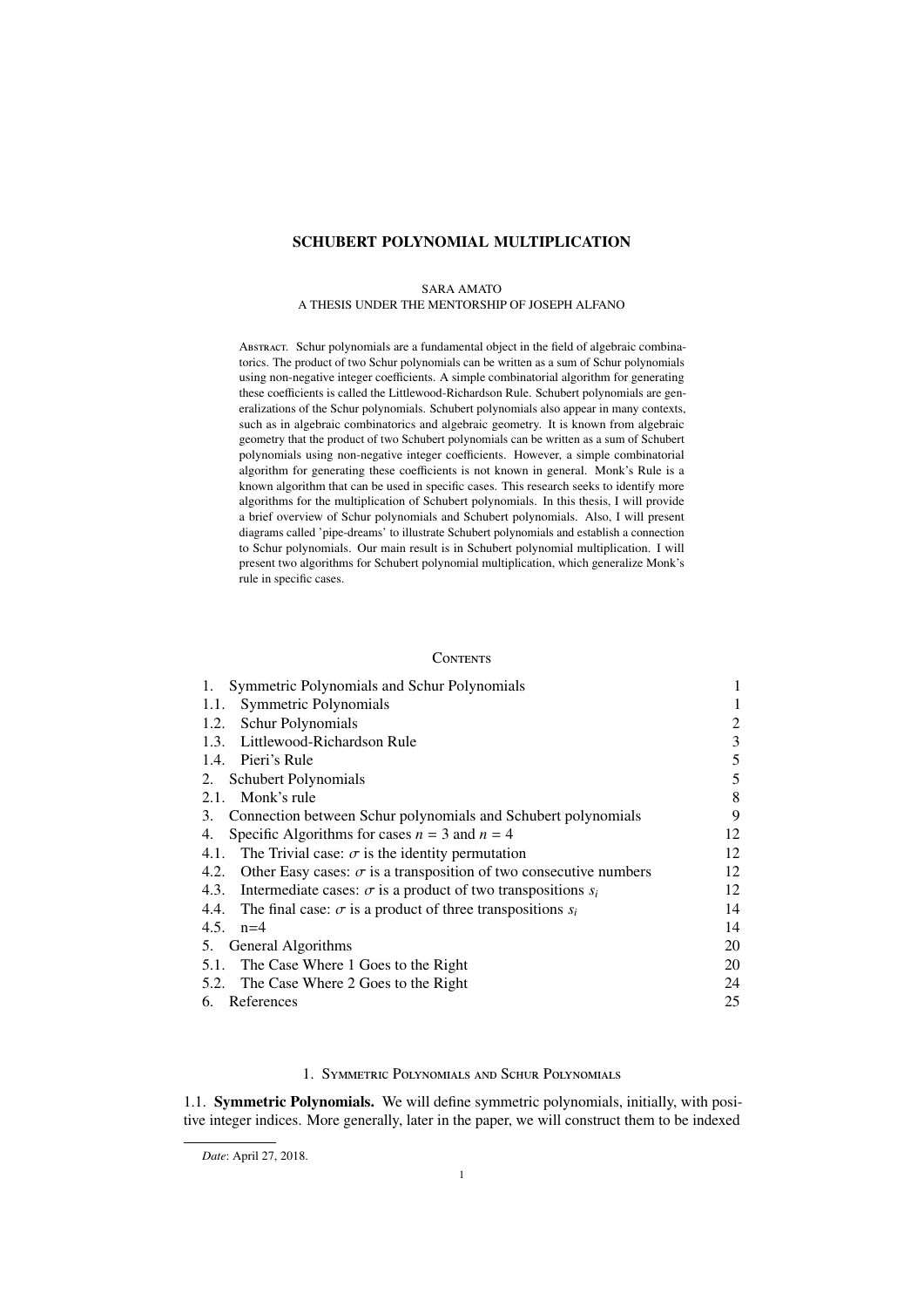# SCHUBERT POLYNOMIAL MULTIPLICATION

SARA AMATO
A THESIS UNDER THE MENTORSHIP OF JOSEPH ALFANO

Abstract. Schur polynomials are a fundamental object in the field of algebraic combinatorics. The product of two Schur polynomials can be written as a sum of Schur polynomials using non-negative integer coefficients. A simple combinatorial algorithm for generating these coefficients is called the Littlewood-Richardson Rule. Schubert polynomials are generalizations of the Schur polynomials. Schubert polynomials also appear in many contexts, such as in algebraic combinatorics and algebraic geometry. It is known from algebraic geometry that the product of two Schubert polynomials can be written as a sum of Schubert polynomials using non-negative integer coefficients. However, a simple combinatorial algorithm for generating these coefficients is not known in general. Monk's Rule is a known algorithm that can be used in specific cases. This research seeks to identify more algorithms for the multiplication of Schubert polynomials. In this thesis, I will provide a brief overview of Schur polynomials and Schubert polynomials. Also, I will present diagrams called 'pipe-dreams' to illustrate Schubert polynomials and establish a connection to Schur polynomials. Our main result is in Schubert polynomial multiplication. I will present two algorithms for Schubert polynomial multiplication, which generalize Monk's rule in specific cases.

## Contents

| | |
|---|---|
| 1. Symmetric Polynomials and Schur Polynomials | 1 |
| 1.1. Symmetric Polynomials | 1 |
| 1.2. Schur Polynomials | 2 |
| 1.3. Littlewood-Richardson Rule | 3 |
| 1.4. Pieri's Rule | 5 |
| 2. Schubert Polynomials | 5 |
| 2.1. Monk's rule | 8 |
| 3. Connection between Schur polynomials and Schubert polynomials | 9 |
| 4. Specific Algorithms for cases $n = 3$ and $n = 4$ | 12 |
| 4.1. The Trivial case: $\sigma$ is the identity permutation | 12 |
| 4.2. Other Easy cases: $\sigma$ is a transposition of two consecutive numbers | 12 |
| 4.3. Intermediate cases: $\sigma$ is a product of two transpositions $s_i$ | 12 |
| 4.4. The final case: $\sigma$ is a product of three transpositions $s_i$ | 14 |
| 4.5. n=4 | 14 |
| 5. General Algorithms | 20 |
| 5.1. The Case Where 1 Goes to the Right | 20 |
| 5.2. The Case Where 2 Goes to the Right | 24 |
| 6. References | 25 |

## 1. Symmetric Polynomials and Schur Polynomials

1.1. **Symmetric Polynomials.** We will define symmetric polynomials, initially, with positive integer indices. More generally, later in the paper, we will construct them to be indexed

*Date*: April 27, 2018.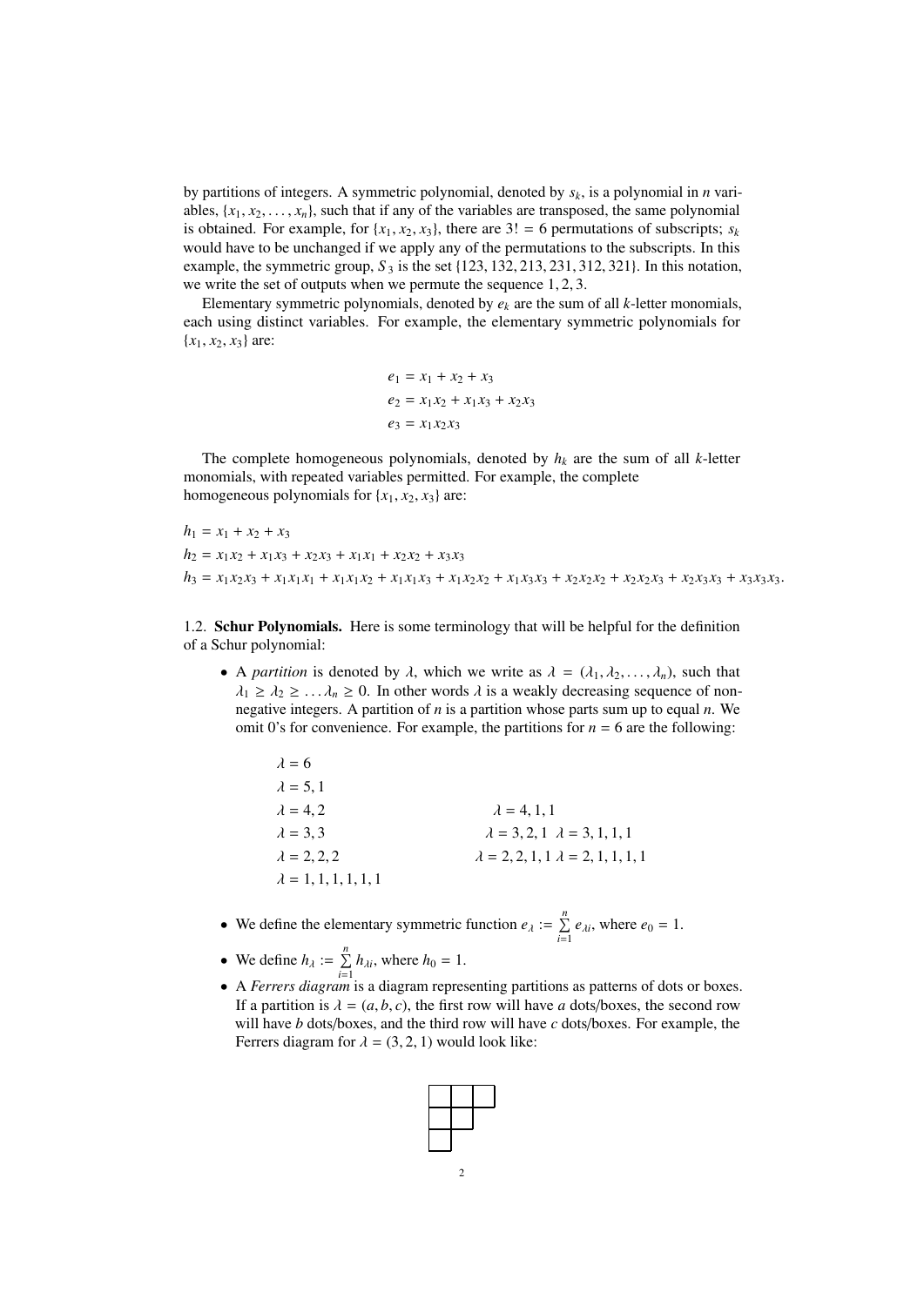by partitions of integers. A symmetric polynomial, denoted by $s_k$, is a polynomial in $n$ variables, $\{x_1, x_2, \ldots, x_n\}$, such that if any of the variables are transposed, the same polynomial is obtained. For example, for $\{x_1, x_2, x_3\}$, there are $3! = 6$ permutations of subscripts; $s_k$ would have to be unchanged if we apply any of the permutations to the subscripts. In this example, the symmetric group, $S_3$ is the set $\{123, 132, 213, 231, 312, 321\}$. In this notation, we write the set of outputs when we permute the sequence $1, 2, 3$.

Elementary symmetric polynomials, denoted by $e_k$ are the sum of all $k$-letter monomials, each using distinct variables. For example, the elementary symmetric polynomials for $\{x_1, x_2, x_3\}$ are:

$$
\begin{aligned}
e_1 &= x_1 + x_2 + x_3 \\
e_2 &= x_1x_2 + x_1x_3 + x_2x_3 \\
e_3 &= x_1x_2x_3
\end{aligned}
$$

The complete homogeneous polynomials, denoted by $h_k$ are the sum of all $k$-letter monomials, with repeated variables permitted. For example, the complete homogeneous polynomials for $\{x_1, x_2, x_3\}$ are:

$$
\begin{aligned}
h_1 &= x_1 + x_2 + x_3 \\
h_2 &= x_1x_2 + x_1x_3 + x_2x_3 + x_1x_1 + x_2x_2 + x_3x_3 \\
h_3 &= x_1x_2x_3 + x_1x_1x_1 + x_1x_1x_2 + x_1x_1x_3 + x_1x_2x_2 + x_1x_3x_3 + x_2x_2x_2 + x_2x_2x_3 + x_2x_3x_3 + x_3x_3x_3.
\end{aligned}
$$

## 1.2. **Schur Polynomials.**

Here is some terminology that will be helpful for the definition of a Schur polynomial:

- A *partition* is denoted by $\lambda$, which we write as $\lambda = (\lambda_1, \lambda_2, \ldots, \lambda_n)$, such that $\lambda_1 \geq \lambda_2 \geq \ldots \lambda_n \geq 0$. In other words $\lambda$ is a weakly decreasing sequence of non-negative integers. A partition of $n$ is a partition whose parts sum up to equal $n$. We omit 0's for convenience. For example, the partitions for $n = 6$ are the following:

  $\lambda = 6$
  $\lambda = 5, 1$
  $\lambda = 4, 2$ $\quad$ $\lambda = 4, 1, 1$
  $\lambda = 3, 3$ $\quad$ $\lambda = 3, 2, 1$ $\quad$ $\lambda = 3, 1, 1, 1$
  $\lambda = 2, 2, 2$ $\quad$ $\lambda = 2, 2, 1, 1$ $\quad$ $\lambda = 2, 1, 1, 1, 1$
  $\lambda = 1, 1, 1, 1, 1, 1$

- We define the elementary symmetric function $e_\lambda := \sum_{i=1}^{n} e_{\lambda i}$, where $e_0 = 1$.
- We define $h_\lambda := \sum_{i=1}^{n} h_{\lambda i}$, where $h_0 = 1$.
- A *Ferrers diagram* is a diagram representing partitions as patterns of dots or boxes. If a partition is $\lambda = (a, b, c)$, the first row will have $a$ dots/boxes, the second row will have $b$ dots/boxes, and the third row will have $c$ dots/boxes. For example, the Ferrers diagram for $\lambda = (3, 2, 1)$ would look like:

| | | |
|---|---|---|
| | | |
| | | |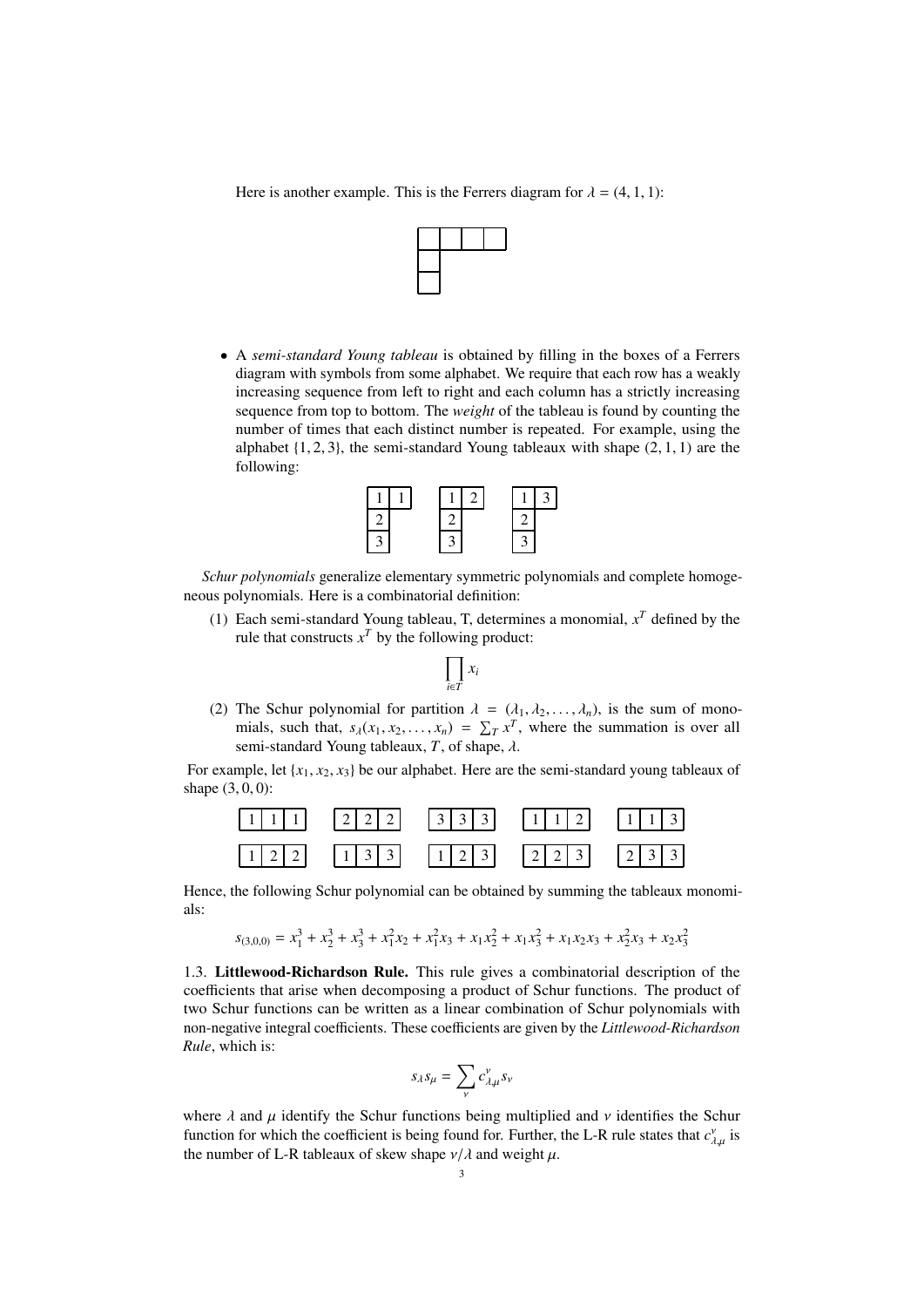Here is another example. This is the Ferrers diagram for $\lambda = (4, 1, 1)$:

|   |   |   |   |
|---|---|---|---|
|   |   |   |   |
|   |   |   |   |

- A *semi-standard Young tableau* is obtained by filling in the boxes of a Ferrers diagram with symbols from some alphabet. We require that each row has a weakly increasing sequence from left to right and each column has a strictly increasing sequence from top to bottom. The *weight* of the tableau is found by counting the number of times that each distinct number is repeated. For example, using the alphabet $\{1, 2, 3\}$, the semi-standard Young tableaux with shape $(2, 1, 1)$ are the following:

| 1 | 1 |
|---|---|
| 2 |   |
| 3 |   |

| 1 | 2 |
|---|---|
| 2 |   |
| 3 |   |

| 1 | 3 |
|---|---|
| 2 |   |
| 3 |   |

*Schur polynomials* generalize elementary symmetric polynomials and complete homogeneous polynomials. Here is a combinatorial definition:

(1) Each semi-standard Young tableau, T, determines a monomial, $x^T$ defined by the rule that constructs $x^T$ by the following product:

$$\prod_{i \in T} x_i$$

(2) The Schur polynomial for partition $\lambda = (\lambda_1, \lambda_2, \ldots, \lambda_n)$, is the sum of monomials, such that, $s_\lambda(x_1, x_2, \ldots, x_n) = \sum_T x^T$, where the summation is over all semi-standard Young tableaux, $T$, of shape, $\lambda$.

For example, let $\{x_1, x_2, x_3\}$ be our alphabet. Here are the semi-standard young tableaux of shape $(3, 0, 0)$:

| 1 | 1 | 1 |
|---|---|---|

| 2 | 2 | 2 |
|---|---|---|

| 3 | 3 | 3 |
|---|---|---|

| 1 | 1 | 2 |
|---|---|---|

| 1 | 1 | 3 |
|---|---|---|

| 1 | 2 | 2 |
|---|---|---|

| 1 | 3 | 3 |
|---|---|---|

| 1 | 2 | 3 |
|---|---|---|

| 2 | 2 | 3 |
|---|---|---|

| 2 | 3 | 3 |
|---|---|---|

Hence, the following Schur polynomial can be obtained by summing the tableaux monomials:

$$s_{(3,0,0)} = x_1^3 + x_2^3 + x_3^3 + x_1^2 x_2 + x_1^2 x_3 + x_1 x_2^2 + x_1 x_3^2 + x_1 x_2 x_3 + x_2^2 x_3 + x_2 x_3^2$$

1.3. **Littlewood-Richardson Rule.** This rule gives a combinatorial description of the coefficients that arise when decomposing a product of Schur functions. The product of two Schur functions can be written as a linear combination of Schur polynomials with non-negative integral coefficients. These coefficients are given by the *Littlewood-Richardson Rule*, which is:

$$s_\lambda s_\mu = \sum_\nu c^\nu_{\lambda,\mu} s_\nu$$

where $\lambda$ and $\mu$ identify the Schur functions being multiplied and $\nu$ identifies the Schur function for which the coefficient is being found for. Further, the L-R rule states that $c^\nu_{\lambda,\mu}$ is the number of L-R tableaux of skew shape $\nu/\lambda$ and weight $\mu$.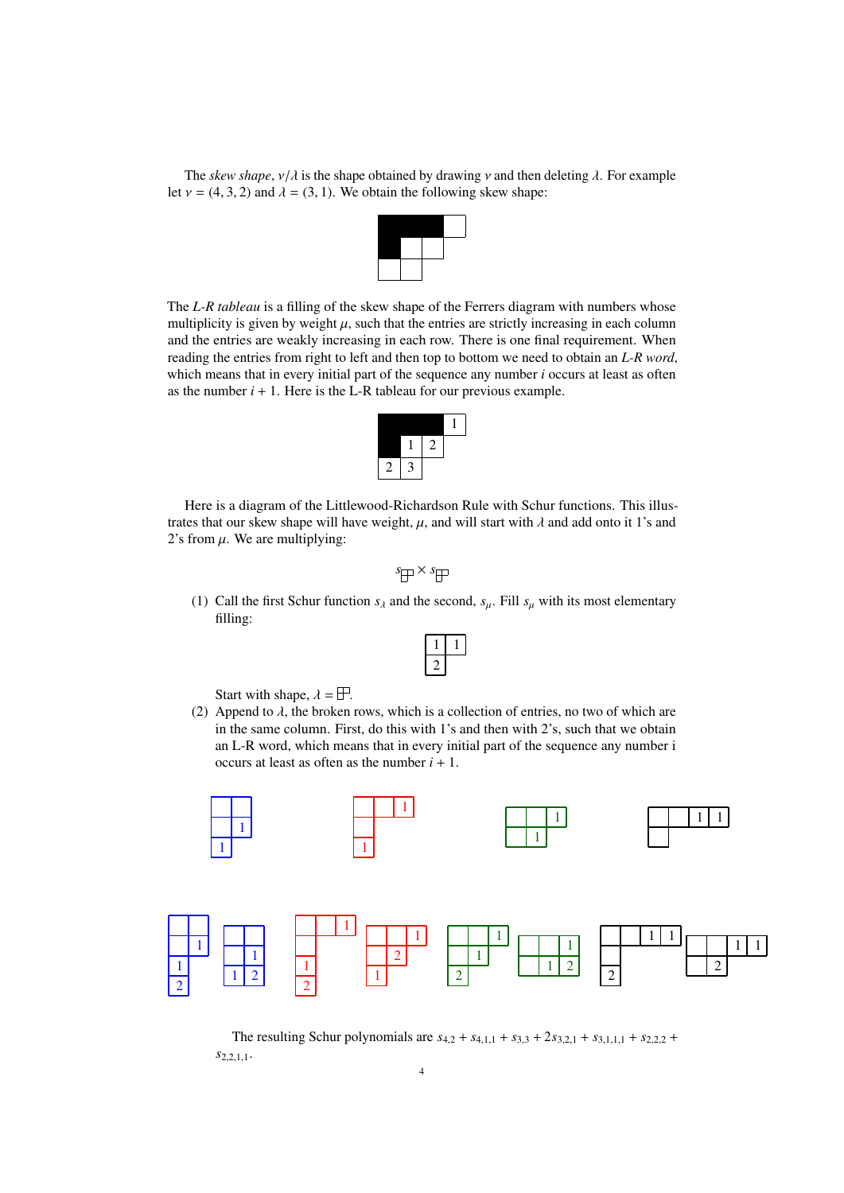The *skew shape*, $\nu/\lambda$ is the shape obtained by drawing $\nu$ and then deleting $\lambda$. For example let $\nu = (4,3,2)$ and $\lambda = (3,1)$. We obtain the following skew shape:

The *L-R tableau* is a filling of the skew shape of the Ferrers diagram with numbers whose multiplicity is given by weight $\mu$, such that the entries are strictly increasing in each column and the entries are weakly increasing in each row. There is one final requirement. When reading the entries from right to left and then top to bottom we need to obtain an *L-R word*, which means that in every initial part of the sequence any number $i$ occurs at least as often as the number $i+1$. Here is the L-R tableau for our previous example.

|   |   |   | 1 |
|---|---|---|---|
|   | 1 | 2 |   |
| 2 | 3 |   |   |

Here is a diagram of the Littlewood-Richardson Rule with Schur functions. This illustrates that our skew shape will have weight, $\mu$, and will start with $\lambda$ and add onto it 1's and 2's from $\mu$. We are multiplying:

$$s_{(2,1)} \times s_{(2,1)}$$

1. Call the first Schur function $s_\lambda$ and the second, $s_\mu$. Fill $s_\mu$ with its most elementary filling:

   | 1 | 1 |
   |---|---|
   | 2 |   |

   Start with shape, $\lambda = (2,1)$.

2. Append to $\lambda$, the broken rows, which is a collection of entries, no two of which are in the same column. First, do this with 1's and then with 2's, such that we obtain an L-R word, which means that in every initial part of the sequence any number i occurs at least as often as the number $i+1$.

The resulting Schur polynomials are $s_{4,2} + s_{4,1,1} + s_{3,3} + 2s_{3,2,1} + s_{3,1,1,1} + s_{2,2,2} + s_{2,2,1,1}$.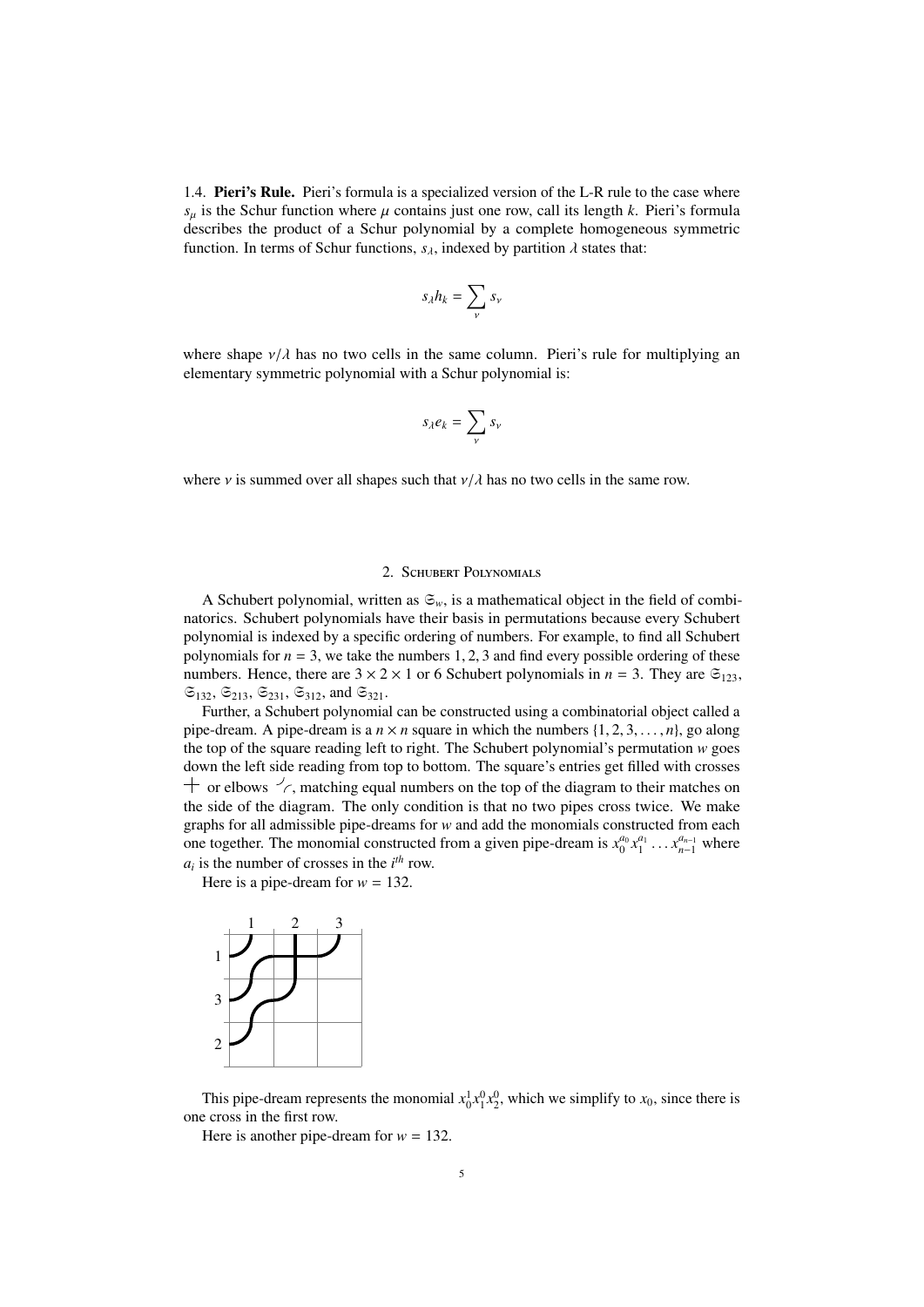### 1.4. **Pieri's Rule.**

Pieri's formula is a specialized version of the L-R rule to the case where $s_\mu$ is the Schur function where $\mu$ contains just one row, call its length $k$. Pieri's formula describes the product of a Schur polynomial by a complete homogeneous symmetric function. In terms of Schur functions, $s_\lambda$, indexed by partition $\lambda$ states that:

$$s_\lambda h_k = \sum_\nu s_\nu$$

where shape $\nu/\lambda$ has no two cells in the same column. Pieri's rule for multiplying an elementary symmetric polynomial with a Schur polynomial is:

$$s_\lambda e_k = \sum_\nu s_\nu$$

where $\nu$ is summed over all shapes such that $\nu/\lambda$ has no two cells in the same row.

## 2. Schubert Polynomials

A Schubert polynomial, written as $\mathfrak{S}_w$, is a mathematical object in the field of combinatorics. Schubert polynomials have their basis in permutations because every Schubert polynomial is indexed by a specific ordering of numbers. For example, to find all Schubert polynomials for $n = 3$, we take the numbers $1, 2, 3$ and find every possible ordering of these numbers. Hence, there are $3 \times 2 \times 1$ or 6 Schubert polynomials in $n = 3$. They are $\mathfrak{S}_{123}$, $\mathfrak{S}_{132}$, $\mathfrak{S}_{213}$, $\mathfrak{S}_{231}$, $\mathfrak{S}_{312}$, and $\mathfrak{S}_{321}$.

Further, a Schubert polynomial can be constructed using a combinatorial object called a pipe-dream. A pipe-dream is a $n \times n$ square in which the numbers $\{1, 2, 3, \ldots, n\}$, go along the top of the square reading left to right. The Schubert polynomial's permutation $w$ goes down the left side reading from top to bottom. The square's entries get filled with crosses $+$ or elbows, matching equal numbers on the top of the diagram to their matches on the side of the diagram. The only condition is that no two pipes cross twice. We make graphs for all admissible pipe-dreams for $w$ and add the monomials constructed from each one together. The monomial constructed from a given pipe-dream is $x_0^{a_0} x_1^{a_1} \ldots x_{n-1}^{a_{n-1}}$ where $a_i$ is the number of crosses in the $i^{th}$ row.

Here is a pipe-dream for $w = 132$.

This pipe-dream represents the monomial $x_0^1 x_1^0 x_2^0$, which we simplify to $x_0$, since there is one cross in the first row.

Here is another pipe-dream for $w = 132$.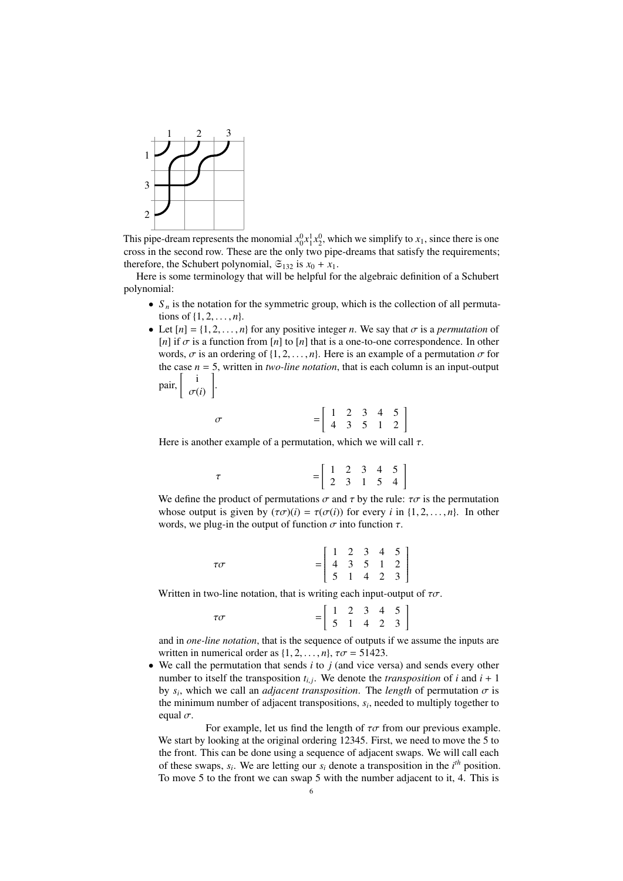This pipe-dream represents the monomial $x_0^0 x_1^1 x_2^0$, which we simplify to $x_1$, since there is one cross in the second row. These are the only two pipe-dreams that satisfy the requirements; therefore, the Schubert polynomial, $\mathfrak{S}_{132}$ is $x_0 + x_1$.

Here is some terminology that will be helpful for the algebraic definition of a Schubert polynomial:

- $S_n$ is the notation for the symmetric group, which is the collection of all permutations of $\{1, 2, \ldots, n\}$.
- Let $[n] = \{1, 2, \ldots, n\}$ for any positive integer $n$. We say that $\sigma$ is a *permutation* of $[n]$ if $\sigma$ is a function from $[n]$ to $[n]$ that is a one-to-one correspondence. In other words, $\sigma$ is an ordering of $\{1, 2, \ldots, n\}$. Here is an example of a permutation $\sigma$ for the case $n = 5$, written in *two-line notation*, that is each column is an input-output pair, $\begin{bmatrix} \text{i} \\ \sigma(i) \end{bmatrix}$.

$$\sigma = \begin{bmatrix} 1 & 2 & 3 & 4 & 5 \\ 4 & 3 & 5 & 1 & 2 \end{bmatrix}$$

  Here is another example of a permutation, which we will call $\tau$.

$$\tau = \begin{bmatrix} 1 & 2 & 3 & 4 & 5 \\ 2 & 3 & 1 & 5 & 4 \end{bmatrix}$$

  We define the product of permutations $\sigma$ and $\tau$ by the rule: $\tau\sigma$ is the permutation whose output is given by $(\tau\sigma)(i) = \tau(\sigma(i))$ for every $i$ in $\{1, 2, \ldots, n\}$. In other words, we plug-in the output of function $\sigma$ into function $\tau$.

$$\tau\sigma = \begin{bmatrix} 1 & 2 & 3 & 4 & 5 \\ 4 & 3 & 5 & 1 & 2 \\ 5 & 1 & 4 & 2 & 3 \end{bmatrix}$$

  Written in two-line notation, that is writing each input-output of $\tau\sigma$.

$$\tau\sigma = \begin{bmatrix} 1 & 2 & 3 & 4 & 5 \\ 5 & 1 & 4 & 2 & 3 \end{bmatrix}$$

  and in *one-line notation*, that is the sequence of outputs if we assume the inputs are written in numerical order as $\{1, 2, \ldots, n\}$, $\tau\sigma = 51423$.
- We call the permutation that sends $i$ to $j$ (and vice versa) and sends every other number to itself the transposition $t_{i,j}$. We denote the *transposition* of $i$ and $i + 1$ by $s_i$, which we call an *adjacent transposition*. The *length* of permutation $\sigma$ is the minimum number of adjacent transpositions, $s_i$, needed to multiply together to equal $\sigma$.

  For example, let us find the length of $\tau\sigma$ from our previous example. We start by looking at the original ordering 12345. First, we need to move the 5 to the front. This can be done using a sequence of adjacent swaps. We will call each of these swaps, $s_i$. We are letting our $s_i$ denote a transposition in the $i^{th}$ position. To move 5 to the front we can swap 5 with the number adjacent to it, 4. This is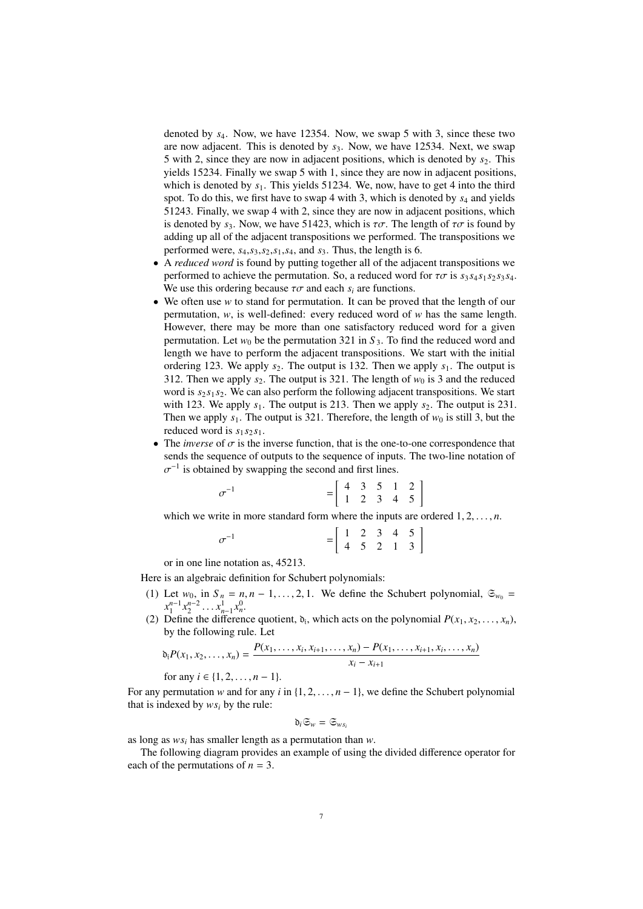denoted by $s_4$. Now, we have 12354. Now, we swap 5 with 3, since these two are now adjacent. This is denoted by $s_3$. Now, we have 12534. Next, we swap 5 with 2, since they are now in adjacent positions, which is denoted by $s_2$. This yields 15234. Finally we swap 5 with 1, since they are now in adjacent positions, which is denoted by $s_1$. This yields 51234. We, now, have to get 4 into the third spot. To do this, we first have to swap 4 with 3, which is denoted by $s_4$ and yields 51243. Finally, we swap 4 with 2, since they are now in adjacent positions, which is denoted by $s_3$. Now, we have 51423, which is $\tau\sigma$. The length of $\tau\sigma$ is found by adding up all of the adjacent transpositions we performed. The transpositions we performed were, $s_4$,$s_3$,$s_2$,$s_1$,$s_4$, and $s_3$. Thus, the length is 6.

- A *reduced word* is found by putting together all of the adjacent transpositions we performed to achieve the permutation. So, a reduced word for $\tau\sigma$ is $s_3 s_4 s_1 s_2 s_3 s_4$. We use this ordering because $\tau\sigma$ and each $s_i$ are functions.
- We often use $w$ to stand for permutation. It can be proved that the length of our permutation, $w$, is well-defined: every reduced word of $w$ has the same length. However, there may be more than one satisfactory reduced word for a given permutation. Let $w_0$ be the permutation 321 in $S_3$. To find the reduced word and length we have to perform the adjacent transpositions. We start with the initial ordering 123. We apply $s_2$. The output is 132. Then we apply $s_1$. The output is 312. Then we apply $s_2$. The output is 321. The length of $w_0$ is 3 and the reduced word is $s_2 s_1 s_2$. We can also perform the following adjacent transpositions. We start with 123. We apply $s_1$. The output is 213. Then we apply $s_2$. The output is 231. Then we apply $s_1$. The output is 321. Therefore, the length of $w_0$ is still 3, but the reduced word is $s_1 s_2 s_1$.
- The *inverse* of $\sigma$ is the inverse function, that is the one-to-one correspondence that sends the sequence of outputs to the sequence of inputs. The two-line notation of $\sigma^{-1}$ is obtained by swapping the second and first lines.

$$\sigma^{-1} = \begin{bmatrix} 4 & 3 & 5 & 1 & 2 \\ 1 & 2 & 3 & 4 & 5 \end{bmatrix}$$

which we write in more standard form where the inputs are ordered $1, 2, \ldots, n$.

$$\sigma^{-1} = \begin{bmatrix} 1 & 2 & 3 & 4 & 5 \\ 4 & 5 & 2 & 1 & 3 \end{bmatrix}$$

or in one line notation as, 45213.

Here is an algebraic definition for Schubert polynomials:

(1) Let $w_0$, in $S_n = n, n-1, \ldots, 2, 1$. We define the Schubert polynomial, $\mathfrak{S}_{w_0} = x_1^{n-1} x_2^{n-2} \ldots x_{n-1}^{1} x_n^{0}$.

(2) Define the difference quotient, $\mathfrak{d}_i$, which acts on the polynomial $P(x_1, x_2, \ldots, x_n)$, by the following rule. Let

$$\mathfrak{d}_i P(x_1, x_2, \ldots, x_n) = \frac{P(x_1, \ldots, x_i, x_{i+1}, \ldots, x_n) - P(x_1, \ldots, x_{i+1}, x_i, \ldots, x_n)}{x_i - x_{i+1}}$$

for any $i \in \{1, 2, \ldots, n-1\}$.

For any permutation $w$ and for any $i$ in $\{1, 2, \ldots, n-1\}$, we define the Schubert polynomial that is indexed by $ws_i$ by the rule:

$$\mathfrak{d}_i \mathfrak{S}_w = \mathfrak{S}_{ws_i}$$

as long as $ws_i$ has smaller length as a permutation than $w$.

The following diagram provides an example of using the divided difference operator for each of the permutations of $n = 3$.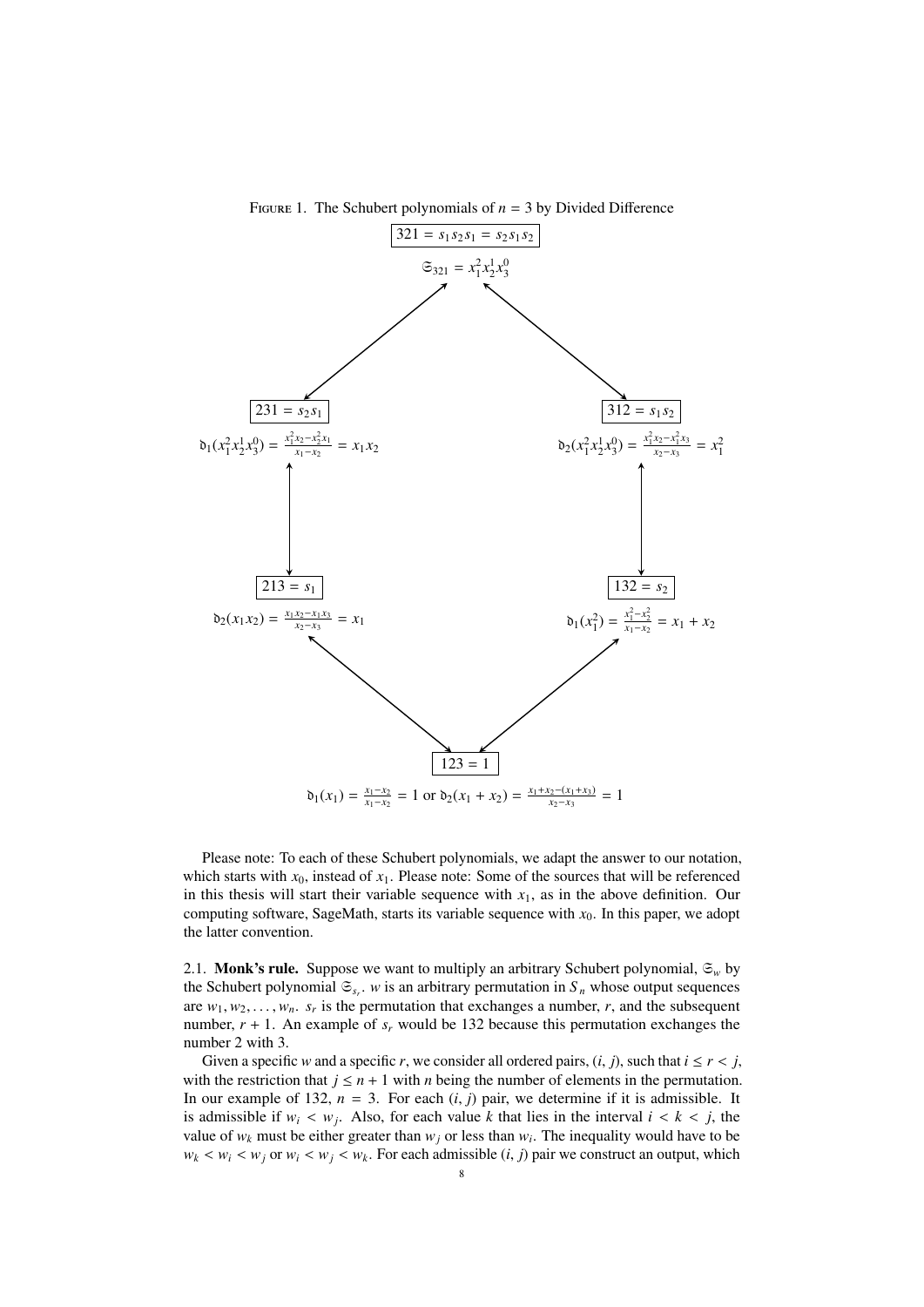FIGURE 1. The Schubert polynomials of $n = 3$ by Divided Difference

$321 = s_1 s_2 s_1 = s_2 s_1 s_2$

$\mathfrak{S}_{321} = x_1^2 x_2^1 x_3^0$

$231 = s_2 s_1$

$\mathfrak{d}_1(x_1^2 x_2^1 x_3^0) = \frac{x_1^2 x_2 - x_2^2 x_1}{x_1 - x_2} = x_1 x_2$

$312 = s_1 s_2$

$\mathfrak{d}_2(x_1^2 x_2^1 x_3^0) = \frac{x_1^2 x_2 - x_1^2 x_3}{x_2 - x_3} = x_1^2$

$213 = s_1$

$\mathfrak{d}_2(x_1 x_2) = \frac{x_1 x_2 - x_1 x_3}{x_2 - x_3} = x_1$

$132 = s_2$

$\mathfrak{d}_1(x_1^2) = \frac{x_1^2 - x_2^2}{x_1 - x_2} = x_1 + x_2$

$123 = 1$

$\mathfrak{d}_1(x_1) = \frac{x_1 - x_2}{x_1 - x_2} = 1$ or $\mathfrak{d}_2(x_1 + x_2) = \frac{x_1 + x_2 - (x_1 + x_3)}{x_2 - x_3} = 1$

Please note: To each of these Schubert polynomials, we adapt the answer to our notation, which starts with $x_0$, instead of $x_1$. Please note: Some of the sources that will be referenced in this thesis will start their variable sequence with $x_1$, as in the above definition. Our computing software, SageMath, starts its variable sequence with $x_0$. In this paper, we adopt the latter convention.

2.1. **Monk's rule.** Suppose we want to multiply an arbitrary Schubert polynomial, $\mathfrak{S}_w$ by the Schubert polynomial $\mathfrak{S}_{s_r}$. $w$ is an arbitrary permutation in $S_n$ whose output sequences are $w_1, w_2, \ldots, w_n$. $s_r$ is the permutation that exchanges a number, $r$, and the subsequent number, $r + 1$. An example of $s_r$ would be 132 because this permutation exchanges the number 2 with 3.

Given a specific $w$ and a specific $r$, we consider all ordered pairs, $(i, j)$, such that $i \leq r < j$, with the restriction that $j \leq n + 1$ with $n$ being the number of elements in the permutation. In our example of 132, $n = 3$. For each $(i, j)$ pair, we determine if it is admissible. It is admissible if $w_i < w_j$. Also, for each value $k$ that lies in the interval $i < k < j$, the value of $w_k$ must be either greater than $w_j$ or less than $w_i$. The inequality would have to be $w_k < w_i < w_j$ or $w_i < w_j < w_k$. For each admissible $(i, j)$ pair we construct an output, which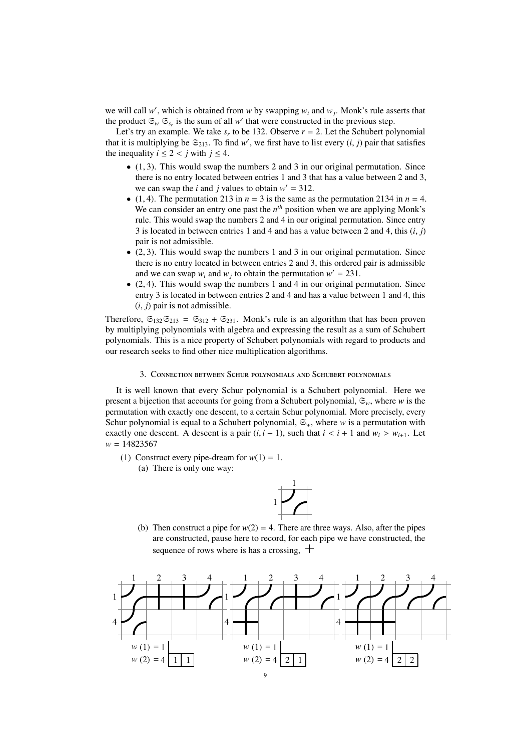we will call $w'$, which is obtained from $w$ by swapping $w_i$ and $w_j$. Monk's rule asserts that the product $\mathfrak{S}_w\, \mathfrak{S}_{s_r}$ is the sum of all $w'$ that were constructed in the previous step.

Let's try an example. We take $s_r$ to be 132. Observe $r = 2$. Let the Schubert polynomial that it is multiplying be $\mathfrak{S}_{213}$. To find $w'$, we first have to list every $(i, j)$ pair that satisfies the inequality $i \leq 2 < j$ with $j \leq 4$.

- $(1, 3)$. This would swap the numbers 2 and 3 in our original permutation. Since there is no entry located between entries 1 and 3 that has a value between 2 and 3, we can swap the $i$ and $j$ values to obtain $w' = 312$.
- $(1, 4)$. The permutation 213 in $n = 3$ is the same as the permutation 2134 in $n = 4$. We can consider an entry one past the $n^{th}$ position when we are applying Monk's rule. This would swap the numbers 2 and 4 in our original permutation. Since entry 3 is located in between entries 1 and 4 and has a value between 2 and 4, this $(i, j)$ pair is not admissible.
- $(2, 3)$. This would swap the numbers 1 and 3 in our original permutation. Since there is no entry located in between entries 2 and 3, this ordered pair is admissible and we can swap $w_i$ and $w_j$ to obtain the permutation $w' = 231$.
- $(2, 4)$. This would swap the numbers 1 and 4 in our original permutation. Since entry 3 is located in between entries 2 and 4 and has a value between 1 and 4, this $(i, j)$ pair is not admissible.

Therefore, $\mathfrak{S}_{132}\mathfrak{S}_{213} = \mathfrak{S}_{312} + \mathfrak{S}_{231}$. Monk's rule is an algorithm that has been proven by multiplying polynomials with algebra and expressing the result as a sum of Schubert polynomials. This is a nice property of Schubert polynomials with regard to products and our research seeks to find other nice multiplication algorithms.

## 3. Connection between Schur polynomials and Schubert polynomials

It is well known that every Schur polynomial is a Schubert polynomial. Here we present a bijection that accounts for going from a Schubert polynomial, $\mathfrak{S}_w$, where $w$ is the permutation with exactly one descent, to a certain Schur polynomial. More precisely, every Schur polynomial is equal to a Schubert polynomial, $\mathfrak{S}_w$, where $w$ is a permutation with exactly one descent. A descent is a pair $(i, i+1)$, such that $i < i+1$ and $w_i > w_{i+1}$. Let $w = 14823567$

1. Construct every pipe-dream for $w(1) = 1$.
   (a) There is only one way:

   (b) Then construct a pipe for $w(2) = 4$. There are three ways. Also, after the pipes are constructed, pause here to record, for each pipe we have constructed, the sequence of rows where is has a crossing, $+$

$w(1) = 1$, $w(2) = 4$: | 1 | 1 | $\qquad$ $w(1) = 1$, $w(2) = 4$: | 2 | 1 | $\qquad$ $w(1) = 1$, $w(2) = 4$: | 2 | 2 |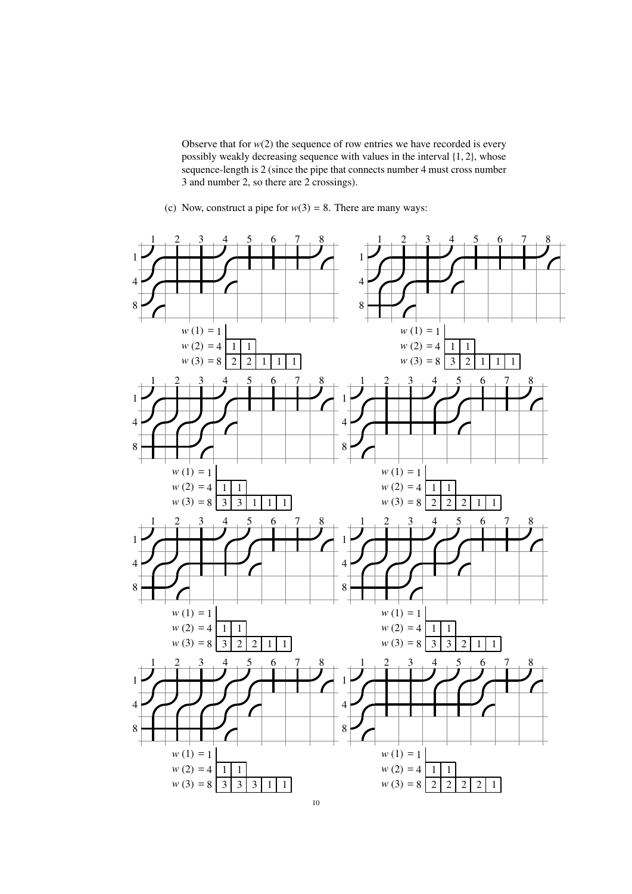Observe that for $w(2)$ the sequence of row entries we have recorded is every possibly weakly decreasing sequence with values in the interval $\{1, 2\}$, whose sequence-length is 2 (since the pipe that connects number 4 must cross number 3 and number 2, so there are 2 crossings).

(c) Now, construct a pipe for $w(3) = 8$. There are many ways:

| | | | | | |
|---|---|---|---|---|---|
| $w(1) = 1$ | | | | | |
| $w(2) = 4$ | 1 | 1 | | | |
| $w(3) = 8$ | 2 | 2 | 1 | 1 | 1 |

| | | | | | |
|---|---|---|---|---|---|
| $w(1) = 1$ | | | | | |
| $w(2) = 4$ | 1 | 1 | | | |
| $w(3) = 8$ | 3 | 2 | 1 | 1 | 1 |

| | | | | | |
|---|---|---|---|---|---|
| $w(1) = 1$ | | | | | |
| $w(2) = 4$ | 1 | 1 | | | |
| $w(3) = 8$ | 3 | 3 | 1 | 1 | 1 |

| | | | | | |
|---|---|---|---|---|---|
| $w(1) = 1$ | | | | | |
| $w(2) = 4$ | 1 | 1 | | | |
| $w(3) = 8$ | 2 | 2 | 2 | 1 | 1 |

| | | | | | |
|---|---|---|---|---|---|
| $w(1) = 1$ | | | | | |
| $w(2) = 4$ | 1 | 1 | | | |
| $w(3) = 8$ | 3 | 2 | 2 | 1 | 1 |

| | | | | | |
|---|---|---|---|---|---|
| $w(1) = 1$ | | | | | |
| $w(2) = 4$ | 1 | 1 | | | |
| $w(3) = 8$ | 3 | 3 | 2 | 1 | 1 |

| | | | | | |
|---|---|---|---|---|---|
| $w(1) = 1$ | | | | | |
| $w(2) = 4$ | 1 | 1 | | | |
| $w(3) = 8$ | 3 | 3 | 3 | 1 | 1 |

| | | | | | |
|---|---|---|---|---|---|
| $w(1) = 1$ | | | | | |
| $w(2) = 4$ | 1 | 1 | | | |
| $w(3) = 8$ | 2 | 2 | 2 | 2 | 1 |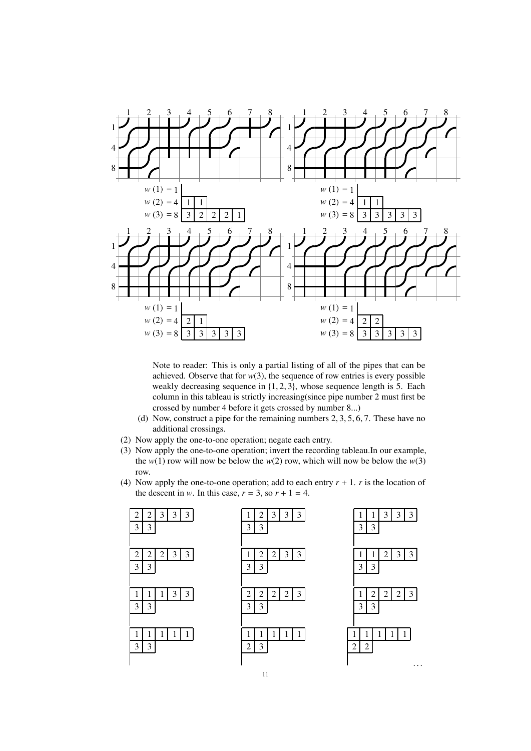| | |
|---|---|
| $w(1) = 1$ | |
| $w(2) = 4$ | 1 1 |
| $w(3) = 8$ | 3 2 2 2 1 |

| | |
|---|---|
| $w(1) = 1$ | |
| $w(2) = 4$ | 1 1 |
| $w(3) = 8$ | 3 3 3 3 3 |

| | |
|---|---|
| $w(1) = 1$ | |
| $w(2) = 4$ | 2 1 |
| $w(3) = 8$ | 3 3 3 3 3 |

| | |
|---|---|
| $w(1) = 1$ | |
| $w(2) = 4$ | 2 2 |
| $w(3) = 8$ | 3 3 3 3 3 |

Note to reader: This is only a partial listing of all of the pipes that can be achieved. Observe that for $w(3)$, the sequence of row entries is every possible weakly decreasing sequence in $\{1, 2, 3\}$, whose sequence length is 5. Each column in this tableau is strictly increasing(since pipe number 2 must first be crossed by number 4 before it gets crossed by number 8...)

(d) Now, construct a pipe for the remaining numbers $2, 3, 5, 6, 7$. These have no additional crossings.

(2) Now apply the one-to-one operation; negate each entry.

(3) Now apply the one-to-one operation; invert the recording tableau.In our example, the $w(1)$ row will now be below the $w(2)$ row, which will now be below the $w(3)$ row.

(4) Now apply the one-to-one operation; add to each entry $r + 1$. $r$ is the location of the descent in $w$. In this case, $r = 3$, so $r + 1 = 4$.

```
2 2 3 3 3      1 2 3 3 3      1 1 3 3 3
3 3            3 3            3 3

2 2 2 3 3      1 2 2 3 3      1 1 2 3 3
3 3            3 3            3 3

1 1 1 3 3      2 2 2 2 3      1 2 2 2 3
3 3            3 3            3 3

1 1 1 1 1      1 1 1 1 1      1 1 1 1 1
3 3            2 3            2 2
```

...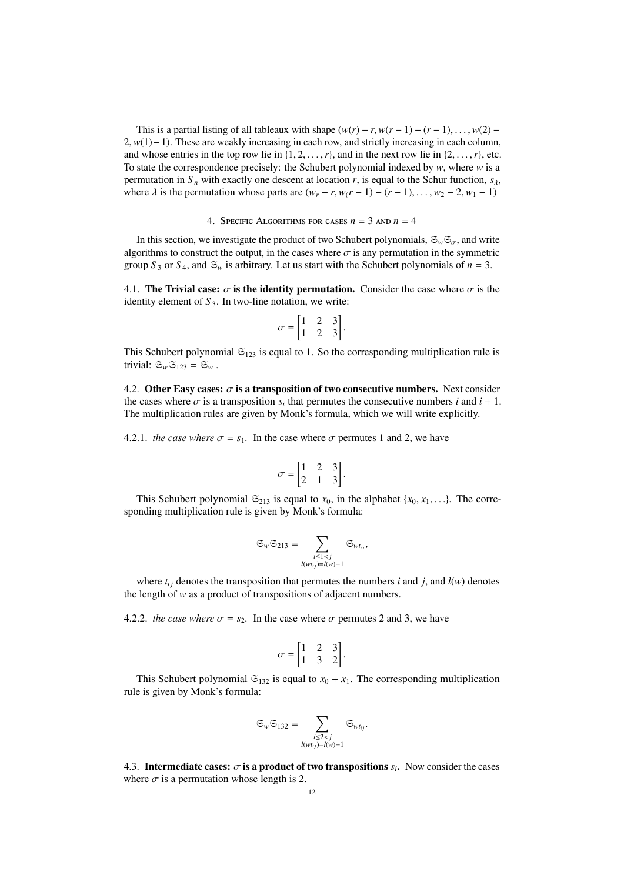This is a partial listing of all tableaux with shape $(w(r) - r, w(r-1) - (r-1), \ldots, w(2) - 2, w(1) - 1)$. These are weakly increasing in each row, and strictly increasing in each column, and whose entries in the top row lie in $\{1, 2, \ldots, r\}$, and in the next row lie in $\{2, \ldots, r\}$, etc. To state the correspondence precisely: the Schubert polynomial indexed by $w$, where $w$ is a permutation in $S_n$ with exactly one descent at location $r$, is equal to the Schur function, $s_\lambda$, where $\lambda$ is the permutation whose parts are $(w_r - r, w_(r-1) - (r-1), \ldots, w_2 - 2, w_1 - 1)$

## 4. Specific Algorithms for cases $n = 3$ and $n = 4$

In this section, we investigate the product of two Schubert polynomials, $\mathfrak{S}_w \mathfrak{S}_\sigma$, and write algorithms to construct the output, in the cases where $\sigma$ is any permutation in the symmetric group $S_3$ or $S_4$, and $\mathfrak{S}_w$ is arbitrary. Let us start with the Schubert polynomials of $n = 3$.

4.1. **The Trivial case: $\sigma$ is the identity permutation.** Consider the case where $\sigma$ is the identity element of $S_3$. In two-line notation, we write:

$$\sigma = \begin{bmatrix} 1 & 2 & 3 \\ 1 & 2 & 3 \end{bmatrix}.$$

This Schubert polynomial $\mathfrak{S}_{123}$ is equal to 1. So the corresponding multiplication rule is trivial: $\mathfrak{S}_w \mathfrak{S}_{123} = \mathfrak{S}_w$ .

4.2. **Other Easy cases: $\sigma$ is a transposition of two consecutive numbers.** Next consider the cases where $\sigma$ is a transposition $s_i$ that permutes the consecutive numbers $i$ and $i+1$. The multiplication rules are given by Monk's formula, which we will write explicitly.

4.2.1. *the case where $\sigma = s_1$.* In the case where $\sigma$ permutes 1 and 2, we have

$$\sigma = \begin{bmatrix} 1 & 2 & 3 \\ 2 & 1 & 3 \end{bmatrix}.$$

This Schubert polynomial $\mathfrak{S}_{213}$ is equal to $x_0$, in the alphabet $\{x_0, x_1, \ldots\}$. The corresponding multiplication rule is given by Monk's formula:

$$\mathfrak{S}_w \mathfrak{S}_{213} = \sum_{\substack{i \leq 1 < j \\ l(wt_{ij}) = l(w)+1}} \mathfrak{S}_{wt_{ij}},$$

where $t_{ij}$ denotes the transposition that permutes the numbers $i$ and $j$, and $l(w)$ denotes the length of $w$ as a product of transpositions of adjacent numbers.

4.2.2. *the case where $\sigma = s_2$.* In the case where $\sigma$ permutes 2 and 3, we have

$$\sigma = \begin{bmatrix} 1 & 2 & 3 \\ 1 & 3 & 2 \end{bmatrix}.$$

This Schubert polynomial $\mathfrak{S}_{132}$ is equal to $x_0 + x_1$. The corresponding multiplication rule is given by Monk's formula:

$$\mathfrak{S}_w \mathfrak{S}_{132} = \sum_{\substack{i \leq 2 < j \\ l(wt_{ij}) = l(w)+1}} \mathfrak{S}_{wt_{ij}}.$$

4.3. **Intermediate cases: $\sigma$ is a product of two transpositions $s_i$.** Now consider the cases where $\sigma$ is a permutation whose length is 2.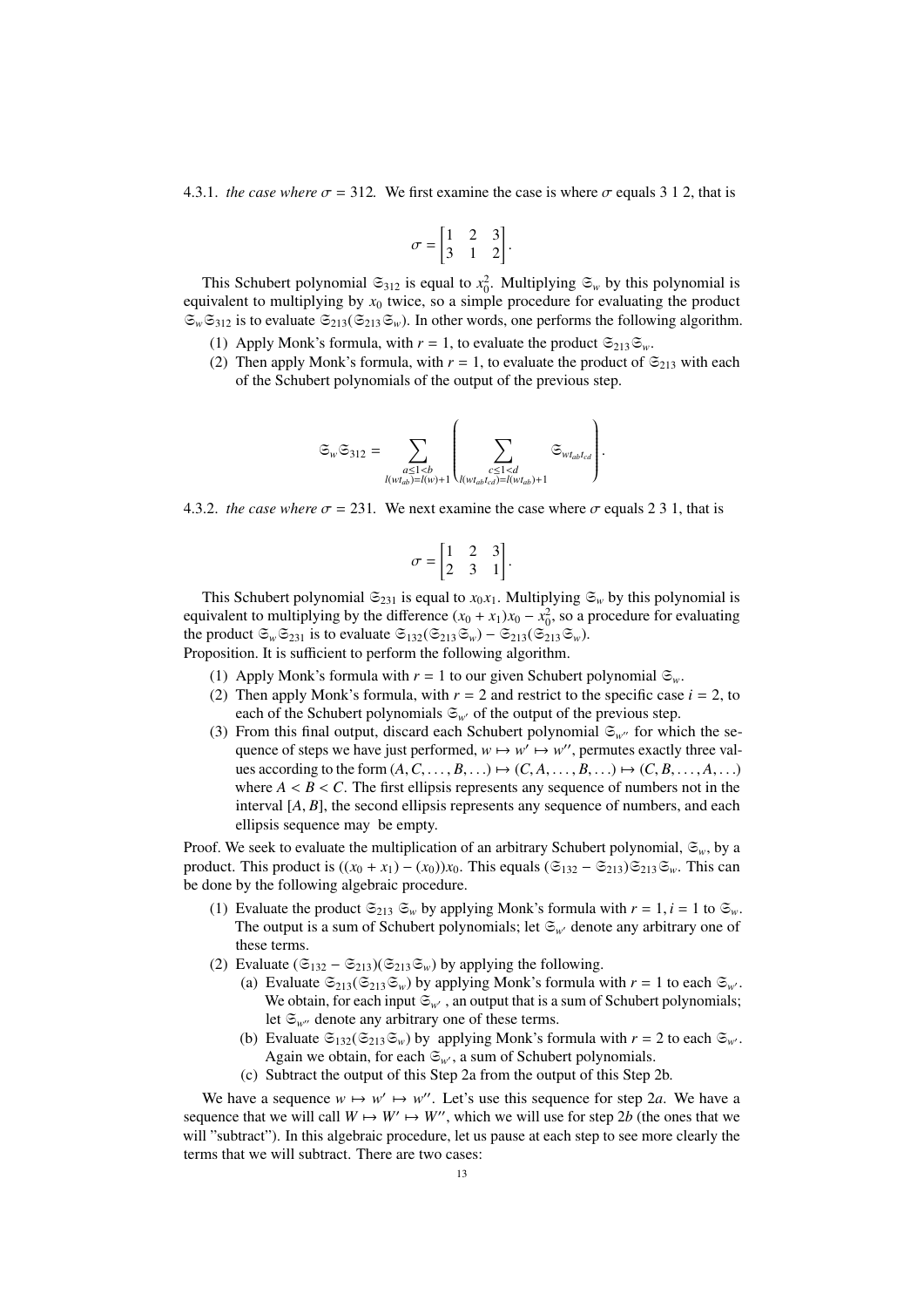4.3.1. *the case where $\sigma = 312$.* We first examine the case is where $\sigma$ equals 3 1 2, that is

$$\sigma = \begin{bmatrix} 1 & 2 & 3 \\ 3 & 1 & 2 \end{bmatrix}.$$

This Schubert polynomial $\mathfrak{S}_{312}$ is equal to $x_0^2$. Multiplying $\mathfrak{S}_w$ by this polynomial is equivalent to multiplying by $x_0$ twice, so a simple procedure for evaluating the product $\mathfrak{S}_w \mathfrak{S}_{312}$ is to evaluate $\mathfrak{S}_{213}(\mathfrak{S}_{213}\mathfrak{S}_w)$. In other words, one performs the following algorithm.

(1) Apply Monk's formula, with $r = 1$, to evaluate the product $\mathfrak{S}_{213}\mathfrak{S}_w$.
(2) Then apply Monk's formula, with $r = 1$, to evaluate the product of $\mathfrak{S}_{213}$ with each of the Schubert polynomials of the output of the previous step.

$$\mathfrak{S}_w \mathfrak{S}_{312} = \sum_{\substack{a \le 1 < b \\ l(wt_{ab}) = l(w)+1}} \left( \sum_{\substack{c \le 1 < d \\ l(wt_{ab}t_{cd}) = l(wt_{ab})+1}} \mathfrak{S}_{wt_{ab}t_{cd}} \right).$$

4.3.2. *the case where $\sigma = 231$.* We next examine the case where $\sigma$ equals 2 3 1, that is

$$\sigma = \begin{bmatrix} 1 & 2 & 3 \\ 2 & 3 & 1 \end{bmatrix}.$$

This Schubert polynomial $\mathfrak{S}_{231}$ is equal to $x_0 x_1$. Multiplying $\mathfrak{S}_w$ by this polynomial is equivalent to multiplying by the difference $(x_0 + x_1)x_0 - x_0^2$, so a procedure for evaluating the product $\mathfrak{S}_w \mathfrak{S}_{231}$ is to evaluate $\mathfrak{S}_{132}(\mathfrak{S}_{213}\mathfrak{S}_w) - \mathfrak{S}_{213}(\mathfrak{S}_{213}\mathfrak{S}_w)$.
Proposition. It is sufficient to perform the following algorithm.

(1) Apply Monk's formula with $r = 1$ to our given Schubert polynomial $\mathfrak{S}_w$.
(2) Then apply Monk's formula, with $r = 2$ and restrict to the specific case $i = 2$, to each of the Schubert polynomials $\mathfrak{S}_{w'}$ of the output of the previous step.
(3) From this final output, discard each Schubert polynomial $\mathfrak{S}_{w''}$ for which the sequence of steps we have just performed, $w \mapsto w' \mapsto w''$, permutes exactly three values according to the form $(A, C, \ldots, B, \ldots) \mapsto (C, A, \ldots, B, \ldots) \mapsto (C, B, \ldots, A, \ldots)$ where $A < B < C$. The first ellipsis represents any sequence of numbers not in the interval $[A, B]$, the second ellipsis represents any sequence of numbers, and each ellipsis sequence may be empty.

Proof. We seek to evaluate the multiplication of an arbitrary Schubert polynomial, $\mathfrak{S}_w$, by a product. This product is $((x_0 + x_1) - (x_0))x_0$. This equals $(\mathfrak{S}_{132} - \mathfrak{S}_{213})\mathfrak{S}_{213}\mathfrak{S}_w$. This can be done by the following algebraic procedure.

(1) Evaluate the product $\mathfrak{S}_{213}\, \mathfrak{S}_w$ by applying Monk's formula with $r = 1, i = 1$ to $\mathfrak{S}_w$. The output is a sum of Schubert polynomials; let $\mathfrak{S}_{w'}$ denote any arbitrary one of these terms.
(2) Evaluate $(\mathfrak{S}_{132} - \mathfrak{S}_{213})(\mathfrak{S}_{213}\mathfrak{S}_w)$ by applying the following.
   (a) Evaluate $\mathfrak{S}_{213}(\mathfrak{S}_{213}\mathfrak{S}_w)$ by applying Monk's formula with $r = 1$ to each $\mathfrak{S}_{w'}$. We obtain, for each input $\mathfrak{S}_{w'}$ , an output that is a sum of Schubert polynomials; let $\mathfrak{S}_{w''}$ denote any arbitrary one of these terms.
   (b) Evaluate $\mathfrak{S}_{132}(\mathfrak{S}_{213}\mathfrak{S}_w)$ by applying Monk's formula with $r = 2$ to each $\mathfrak{S}_{w'}$. Again we obtain, for each $\mathfrak{S}_{w'}$, a sum of Schubert polynomials.
   (c) Subtract the output of this Step 2a from the output of this Step 2b.

We have a sequence $w \mapsto w' \mapsto w''$. Let's use this sequence for step 2*a*. We have a sequence that we will call $W \mapsto W' \mapsto W''$, which we will use for step 2*b* (the ones that we will "subtract"). In this algebraic procedure, let us pause at each step to see more clearly the terms that we will subtract. There are two cases: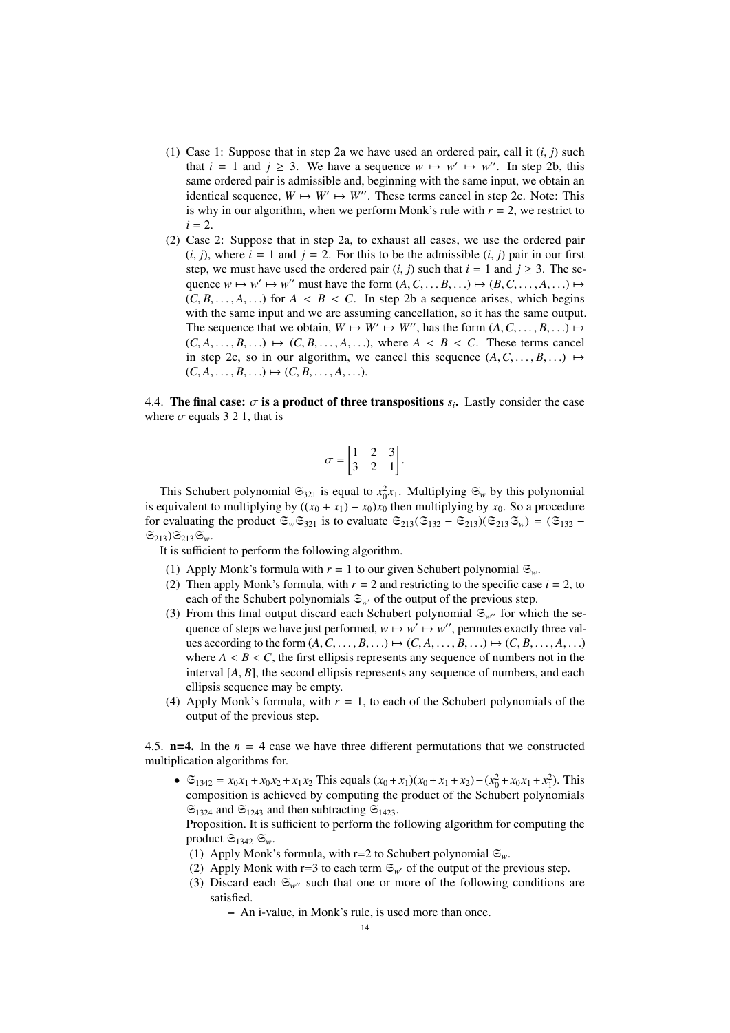(1) Case 1: Suppose that in step 2a we have used an ordered pair, call it $(i, j)$ such that $i = 1$ and $j \geq 3$. We have a sequence $w \mapsto w' \mapsto w''$. In step 2b, this same ordered pair is admissible and, beginning with the same input, we obtain an identical sequence, $W \mapsto W' \mapsto W''$. These terms cancel in step 2c. Note: This is why in our algorithm, when we perform Monk's rule with $r = 2$, we restrict to $i = 2$.

(2) Case 2: Suppose that in step 2a, to exhaust all cases, we use the ordered pair $(i, j)$, where $i = 1$ and $j = 2$. For this to be the admissible $(i, j)$ pair in our first step, we must have used the ordered pair $(i, j)$ such that $i = 1$ and $j \geq 3$. The sequence $w \mapsto w' \mapsto w''$ must have the form $(A, C, \ldots B, \ldots) \mapsto (B, C, \ldots, A, \ldots) \mapsto (C, B, \ldots, A, \ldots)$ for $A < B < C$. In step 2b a sequence arises, which begins with the same input and we are assuming cancellation, so it has the same output. The sequence that we obtain, $W \mapsto W' \mapsto W''$, has the form $(A, C, \ldots, B, \ldots) \mapsto (C, A, \ldots, B, \ldots) \mapsto (C, B, \ldots, A, \ldots)$, where $A < B < C$. These terms cancel in step 2c, so in our algorithm, we cancel this sequence $(A, C, \ldots, B, \ldots) \mapsto (C, A, \ldots, B, \ldots) \mapsto (C, B, \ldots, A, \ldots)$.

4.4. **The final case: $\sigma$ is a product of three transpositions $s_i$.** Lastly consider the case where $\sigma$ equals 3 2 1, that is

$$\sigma = \begin{bmatrix} 1 & 2 & 3 \\ 3 & 2 & 1 \end{bmatrix}.$$

This Schubert polynomial $\mathfrak{S}_{321}$ is equal to $x_0^2 x_1$. Multiplying $\mathfrak{S}_w$ by this polynomial is equivalent to multiplying by $((x_0 + x_1) - x_0)x_0$ then multiplying by $x_0$. So a procedure for evaluating the product $\mathfrak{S}_w \mathfrak{S}_{321}$ is to evaluate $\mathfrak{S}_{213}(\mathfrak{S}_{132} - \mathfrak{S}_{213})(\mathfrak{S}_{213}\mathfrak{S}_w) = (\mathfrak{S}_{132} - \mathfrak{S}_{213})\mathfrak{S}_{213}\mathfrak{S}_w$.

It is sufficient to perform the following algorithm.

(1) Apply Monk's formula with $r = 1$ to our given Schubert polynomial $\mathfrak{S}_w$.
(2) Then apply Monk's formula, with $r = 2$ and restricting to the specific case $i = 2$, to each of the Schubert polynomials $\mathfrak{S}_{w'}$ of the output of the previous step.
(3) From this final output discard each Schubert polynomial $\mathfrak{S}_{w''}$ for which the sequence of steps we have just performed, $w \mapsto w' \mapsto w''$, permutes exactly three values according to the form $(A, C, \ldots, B, \ldots) \mapsto (C, A, \ldots, B, \ldots) \mapsto (C, B, \ldots, A, \ldots)$ where $A < B < C$, the first ellipsis represents any sequence of numbers not in the interval $[A, B]$, the second ellipsis represents any sequence of numbers, and each ellipsis sequence may be empty.
(4) Apply Monk's formula, with $r = 1$, to each of the Schubert polynomials of the output of the previous step.

4.5. **n=4.** In the $n = 4$ case we have three different permutations that we constructed multiplication algorithms for.

- $\mathfrak{S}_{1342} = x_0x_1 + x_0x_2 + x_1x_2$ This equals $(x_0 + x_1)(x_0 + x_1 + x_2) - (x_0^2 + x_0x_1 + x_1^2)$. This composition is achieved by computing the product of the Schubert polynomials $\mathfrak{S}_{1324}$ and $\mathfrak{S}_{1243}$ and then subtracting $\mathfrak{S}_{1423}$.
  Proposition. It is sufficient to perform the following algorithm for computing the product $\mathfrak{S}_{1342}$ $\mathfrak{S}_w$.
  (1) Apply Monk's formula, with r=2 to Schubert polynomial $\mathfrak{S}_w$.
  (2) Apply Monk with r=3 to each term $\mathfrak{S}_{w'}$ of the output of the previous step.
  (3) Discard each $\mathfrak{S}_{w''}$ such that one or more of the following conditions are satisfied.
    - An i-value, in Monk's rule, is used more than once.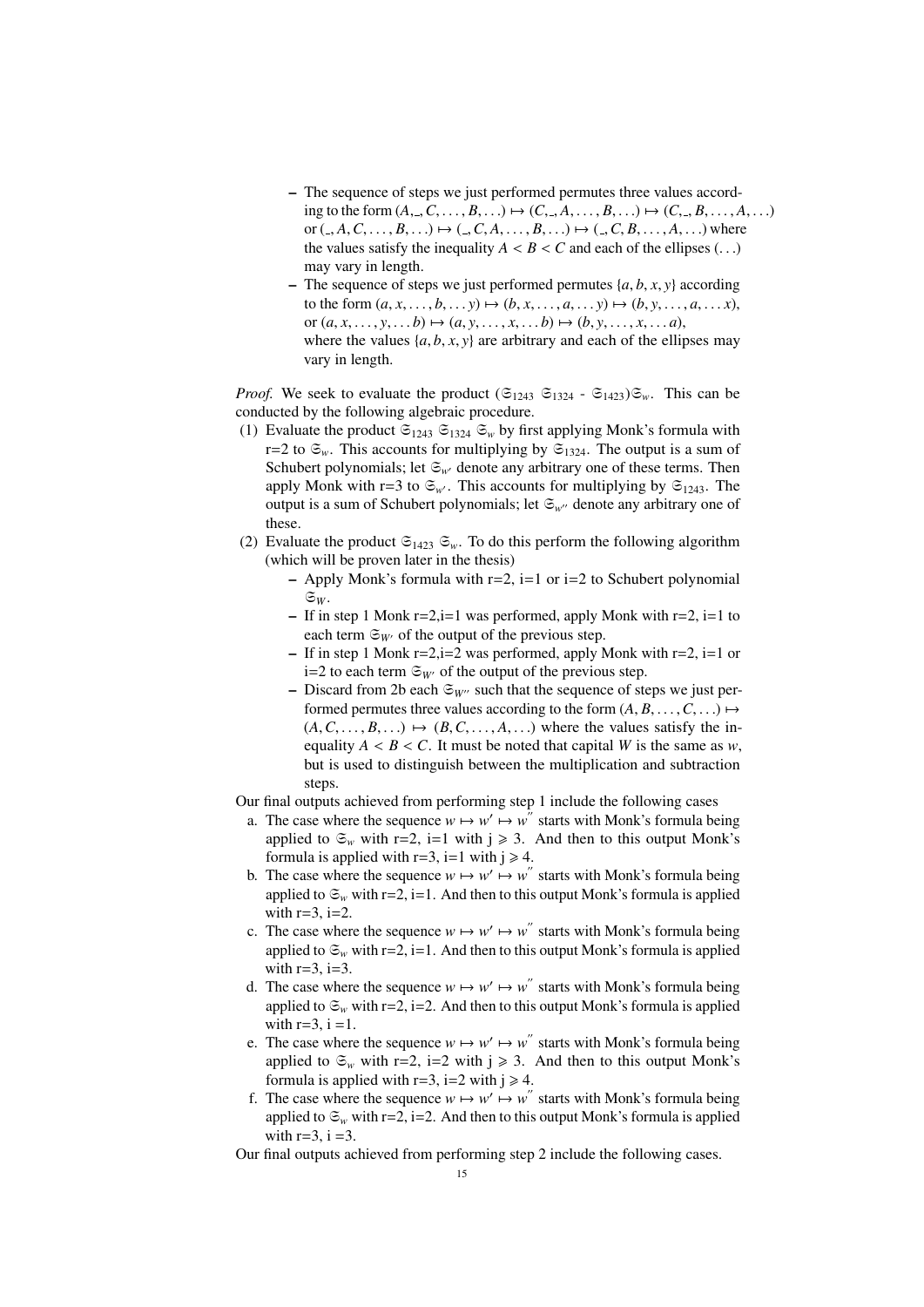- The sequence of steps we just performed permutes three values according to the form $(A, \_, C, \ldots, B, \ldots) \mapsto (C, \_, A, \ldots, B, \ldots) \mapsto (C, \_, B, \ldots, A, \ldots)$ or $(\_, A, C, \ldots, B, \ldots) \mapsto (\_, C, A, \ldots, B, \ldots) \mapsto (\_, C, B, \ldots, A, \ldots)$ where the values satisfy the inequality $A < B < C$ and each of the ellipses $(\ldots)$ may vary in length.
  - The sequence of steps we just performed permutes $\{a, b, x, y\}$ according to the form $(a, x, \ldots, b, \ldots y) \mapsto (b, x, \ldots, a, \ldots y) \mapsto (b, y, \ldots, a, \ldots x)$, or $(a, x, \ldots, y, \ldots b) \mapsto (a, y, \ldots, x, \ldots b) \mapsto (b, y, \ldots, x, \ldots a)$, where the values $\{a, b, x, y\}$ are arbitrary and each of the ellipses may vary in length.

*Proof.* We seek to evaluate the product $(\mathfrak{S}_{1243}\ \mathfrak{S}_{1324}$ - $\mathfrak{S}_{1423})\mathfrak{S}_w$. This can be conducted by the following algebraic procedure.

(1) Evaluate the product $\mathfrak{S}_{1243}\ \mathfrak{S}_{1324}\ \mathfrak{S}_w$ by first applying Monk's formula with r=2 to $\mathfrak{S}_w$. This accounts for multiplying by $\mathfrak{S}_{1324}$. The output is a sum of Schubert polynomials; let $\mathfrak{S}_{w'}$ denote any arbitrary one of these terms. Then apply Monk with r=3 to $\mathfrak{S}_{w'}$. This accounts for multiplying by $\mathfrak{S}_{1243}$. The output is a sum of Schubert polynomials; let $\mathfrak{S}_{w''}$ denote any arbitrary one of these.

(2) Evaluate the product $\mathfrak{S}_{1423}\ \mathfrak{S}_w$. To do this perform the following algorithm (which will be proven later in the thesis)
  - Apply Monk's formula with r=2, i=1 or i=2 to Schubert polynomial $\mathfrak{S}_W$.
  - If in step 1 Monk r=2,i=1 was performed, apply Monk with r=2, i=1 to each term $\mathfrak{S}_{W'}$ of the output of the previous step.
  - If in step 1 Monk r=2,i=2 was performed, apply Monk with r=2, i=1 or i=2 to each term $\mathfrak{S}_{W'}$ of the output of the previous step.
  - Discard from 2b each $\mathfrak{S}_{W''}$ such that the sequence of steps we just performed permutes three values according to the form $(A, B, \ldots, C, \ldots) \mapsto (A, C, \ldots, B, \ldots) \mapsto (B, C, \ldots, A, \ldots)$ where the values satisfy the inequality $A < B < C$. It must be noted that capital $W$ is the same as $w$, but is used to distinguish between the multiplication and subtraction steps.

Our final outputs achieved from performing step 1 include the following cases

a. The case where the sequence $w \mapsto w' \mapsto w''$ starts with Monk's formula being applied to $\mathfrak{S}_w$ with r=2, i=1 with $j \geqslant 3$. And then to this output Monk's formula is applied with r=3, i=1 with $j \geqslant 4$.

b. The case where the sequence $w \mapsto w' \mapsto w''$ starts with Monk's formula being applied to $\mathfrak{S}_w$ with r=2, i=1. And then to this output Monk's formula is applied with r=3, i=2.

c. The case where the sequence $w \mapsto w' \mapsto w''$ starts with Monk's formula being applied to $\mathfrak{S}_w$ with r=2, i=1. And then to this output Monk's formula is applied with r=3, i=3.

d. The case where the sequence $w \mapsto w' \mapsto w''$ starts with Monk's formula being applied to $\mathfrak{S}_w$ with r=2, i=2. And then to this output Monk's formula is applied with r=3, i =1.

e. The case where the sequence $w \mapsto w' \mapsto w''$ starts with Monk's formula being applied to $\mathfrak{S}_w$ with r=2, i=2 with $j \geqslant 3$. And then to this output Monk's formula is applied with r=3, i=2 with $j \geqslant 4$.

f. The case where the sequence $w \mapsto w' \mapsto w''$ starts with Monk's formula being applied to $\mathfrak{S}_w$ with r=2, i=2. And then to this output Monk's formula is applied with r=3, i =3.

Our final outputs achieved from performing step 2 include the following cases.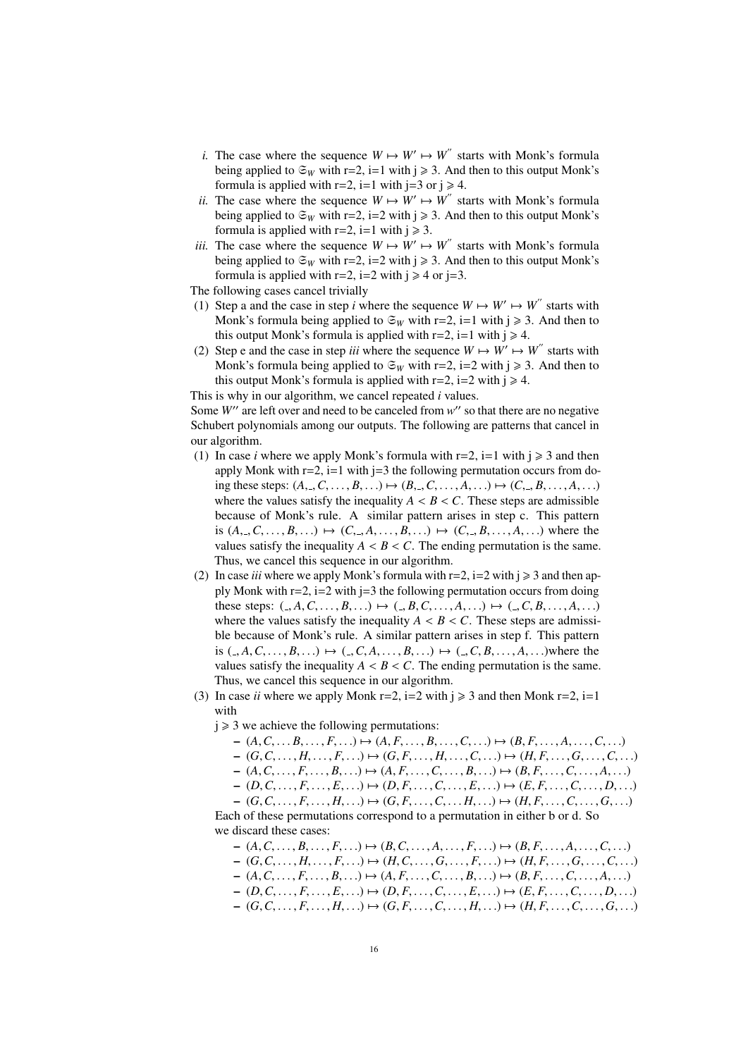*i.* The case where the sequence $W \mapsto W' \mapsto W''$ starts with Monk's formula being applied to $\mathfrak{S}_W$ with r=2, i=1 with j $\geqslant$ 3. And then to this output Monk's formula is applied with r=2, i=1 with j=3 or j $\geqslant$ 4.

*ii.* The case where the sequence $W \mapsto W' \mapsto W''$ starts with Monk's formula being applied to $\mathfrak{S}_W$ with r=2, i=2 with j $\geqslant$ 3. And then to this output Monk's formula is applied with r=2, i=1 with j $\geqslant$ 3.

*iii.* The case where the sequence $W \mapsto W' \mapsto W''$ starts with Monk's formula being applied to $\mathfrak{S}_W$ with r=2, i=2 with j $\geqslant$ 3. And then to this output Monk's formula is applied with r=2, i=2 with j $\geqslant$ 4 or j=3.

The following cases cancel trivially

(1) Step a and the case in step *i* where the sequence $W \mapsto W' \mapsto W''$ starts with Monk's formula being applied to $\mathfrak{S}_W$ with r=2, i=1 with j $\geqslant$ 3. And then to this output Monk's formula is applied with r=2, i=1 with j $\geqslant$ 4.

(2) Step e and the case in step *iii* where the sequence $W \mapsto W' \mapsto W''$ starts with Monk's formula being applied to $\mathfrak{S}_W$ with r=2, i=2 with j $\geqslant$ 3. And then to this output Monk's formula is applied with r=2, i=2 with j $\geqslant$ 4.

This is why in our algorithm, we cancel repeated *i* values.

Some $W''$ are left over and need to be canceled from $w''$ so that there are no negative Schubert polynomials among our outputs. The following are patterns that cancel in our algorithm.

(1) In case *i* where we apply Monk's formula with r=2, i=1 with j $\geqslant$ 3 and then apply Monk with r=2, i=1 with j=3 the following permutation occurs from doing these steps: $(A,\_,C,\ldots,B,\ldots) \mapsto (B,\_,C,\ldots,A,\ldots) \mapsto (C,\_,B,\ldots,A,\ldots)$ where the values satisfy the inequality $A < B < C$. These steps are admissible because of Monk's rule. A similar pattern arises in step c. This pattern is $(A,\_,C,\ldots,B,\ldots) \mapsto (C,\_,A,\ldots,B,\ldots) \mapsto (C,\_,B,\ldots,A,\ldots)$ where the values satisfy the inequality $A < B < C$. The ending permutation is the same. Thus, we cancel this sequence in our algorithm.

(2) In case *iii* where we apply Monk's formula with r=2, i=2 with j $\geqslant$ 3 and then apply Monk with r=2, i=2 with j=3 the following permutation occurs from doing these steps: $(\_,A,C,\ldots,B,\ldots) \mapsto (\_,B,C,\ldots,A,\ldots) \mapsto (\_,C,B,\ldots,A,\ldots)$ where the values satisfy the inequality $A < B < C$. These steps are admissible because of Monk's rule. A similar pattern arises in step f. This pattern is $(\_,A,C,\ldots,B,\ldots) \mapsto (\_,C,A,\ldots,B,\ldots) \mapsto (\_,C,B,\ldots,A,\ldots)$where the values satisfy the inequality $A < B < C$. The ending permutation is the same. Thus, we cancel this sequence in our algorithm.

(3) In case *ii* where we apply Monk r=2, i=2 with j $\geqslant$ 3 and then Monk r=2, i=1 with
j $\geqslant$ 3 we achieve the following permutations:
   - $(A,C,\ldots B,\ldots,F,\ldots) \mapsto (A,F,\ldots,B,\ldots,C,\ldots) \mapsto (B,F,\ldots,A,\ldots,C,\ldots)$
   - $(G,C,\ldots,H,\ldots,F,\ldots) \mapsto (G,F,\ldots,H,\ldots,C,\ldots) \mapsto (H,F,\ldots,G,\ldots,C,\ldots)$
   - $(A,C,\ldots,F,\ldots,B,\ldots) \mapsto (A,F,\ldots,C,\ldots,B,\ldots) \mapsto (B,F,\ldots,C,\ldots,A,\ldots)$
   - $(D,C,\ldots,F,\ldots,E,\ldots) \mapsto (D,F,\ldots,C,\ldots,E,\ldots) \mapsto (E,F,\ldots,C,\ldots,D,\ldots)$
   - $(G,C,\ldots,F,\ldots,H,\ldots) \mapsto (G,F,\ldots,C,\ldots H,\ldots) \mapsto (H,F,\ldots,C,\ldots,G,\ldots)$

   Each of these permutations correspond to a permutation in either b or d. So we discard these cases:
   - $(A,C,\ldots,B,\ldots,F,\ldots) \mapsto (B,C,\ldots,A,\ldots,F,\ldots) \mapsto (B,F,\ldots,A,\ldots,C,\ldots)$
   - $(G,C,\ldots,H,\ldots,F,\ldots) \mapsto (H,C,\ldots,G,\ldots,F,\ldots) \mapsto (H,F,\ldots,G,\ldots,C,\ldots)$
   - $(A,C,\ldots,F,\ldots,B,\ldots) \mapsto (A,F,\ldots,C,\ldots,B,\ldots) \mapsto (B,F,\ldots,C,\ldots,A,\ldots)$
   - $(D,C,\ldots,F,\ldots,E,\ldots) \mapsto (D,F,\ldots,C,\ldots,E,\ldots) \mapsto (E,F,\ldots,C,\ldots,D,\ldots)$
   - $(G,C,\ldots,F,\ldots,H,\ldots) \mapsto (G,F,\ldots,C,\ldots,H,\ldots) \mapsto (H,F,\ldots,C,\ldots,G,\ldots)$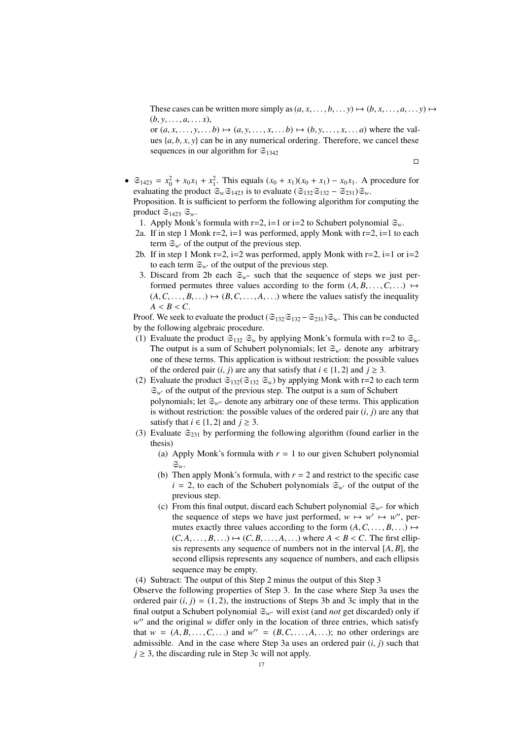These cases can be written more simply as $(a, x, \ldots, b, \ldots y) \mapsto (b, x, \ldots, a, \ldots y) \mapsto (b, y, \ldots, a, \ldots x)$,

or $(a, x, \ldots, y, \ldots b) \mapsto (a, y, \ldots, x, \ldots b) \mapsto (b, y, \ldots, x, \ldots a)$ where the values $\{a, b, x, y\}$ can be in any numerical ordering. Therefore, we cancel these sequences in our algorithm for $\mathfrak{S}_{1342}$

□

- $\mathfrak{S}_{1423} = x_0^2 + x_0 x_1 + x_1^2$. This equals $(x_0 + x_1)(x_0 + x_1) - x_0 x_1$. A procedure for evaluating the product $\mathfrak{S}_w \mathfrak{S}_{1423}$ is to evaluate $(\mathfrak{S}_{132}\mathfrak{S}_{132} - \mathfrak{S}_{231})\mathfrak{S}_w$.

  Proposition. It is sufficient to perform the following algorithm for computing the product $\mathfrak{S}_{1423}\ \mathfrak{S}_w$.

  1. Apply Monk's formula with r=2, i=1 or i=2 to Schubert polynomial $\mathfrak{S}_w$.

  2a. If in step 1 Monk r=2, i=1 was performed, apply Monk with r=2, i=1 to each term $\mathfrak{S}_{w'}$ of the output of the previous step.

  2b. If in step 1 Monk r=2, i=2 was performed, apply Monk with r=2, i=1 or i=2 to each term $\mathfrak{S}_{w'}$ of the output of the previous step.

  3. Discard from 2b each $\mathfrak{S}_{w''}$ such that the sequence of steps we just performed permutes three values according to the form $(A, B, \ldots, C, \ldots) \mapsto (A, C, \ldots, B, \ldots) \mapsto (B, C, \ldots, A, \ldots)$ where the values satisfy the inequality $A < B < C$.

  Proof. We seek to evaluate the product $(\mathfrak{S}_{132}\mathfrak{S}_{132} - \mathfrak{S}_{231})\mathfrak{S}_w$. This can be conducted by the following algebraic procedure.

  (1) Evaluate the product $\mathfrak{S}_{132}\ \mathfrak{S}_w$ by applying Monk's formula with r=2 to $\mathfrak{S}_w$. The output is a sum of Schubert polynomials; let $\mathfrak{S}_{w'}$ denote any arbitrary one of these terms. This application is without restriction: the possible values of the ordered pair $(i, j)$ are any that satisfy that $i \in \{1, 2\}$ and $j \geq 3$.

  (2) Evaluate the product $\mathfrak{S}_{132}(\mathfrak{S}_{132}\ \mathfrak{S}_w)$ by applying Monk with r=2 to each term $\mathfrak{S}_{w'}$ of the output of the previous step. The output is a sum of Schubert polynomials; let $\mathfrak{S}_{w''}$ denote any arbitrary one of these terms. This application is without restriction: the possible values of the ordered pair $(i, j)$ are any that satisfy that $i \in \{1, 2\}$ and $j \geq 3$.

  (3) Evaluate $\mathfrak{S}_{231}$ by performing the following algorithm (found earlier in the thesis)

     (a) Apply Monk's formula with $r = 1$ to our given Schubert polynomial $\mathfrak{S}_w$.

     (b) Then apply Monk's formula, with $r = 2$ and restrict to the specific case $i = 2$, to each of the Schubert polynomials $\mathfrak{S}_{w'}$ of the output of the previous step.

     (c) From this final output, discard each Schubert polynomial $\mathfrak{S}_{w''}$ for which the sequence of steps we have just performed, $w \mapsto w' \mapsto w''$, permutes exactly three values according to the form $(A, C, \ldots, B, \ldots) \mapsto (C, A, \ldots, B, \ldots) \mapsto (C, B, \ldots, A, \ldots)$ where $A < B < C$. The first ellipsis represents any sequence of numbers not in the interval $[A, B]$, the second ellipsis represents any sequence of numbers, and each ellipsis sequence may be empty.

  (4) Subtract: The output of this Step 2 minus the output of this Step 3

  Observe the following properties of Step 3. In the case where Step 3a uses the ordered pair $(i, j) = (1, 2)$, the instructions of Steps 3b and 3c imply that in the final output a Schubert polynomial $\mathfrak{S}_{w''}$ will exist (and *not* get discarded) only if $w''$ and the original $w$ differ only in the location of three entries, which satisfy that $w = (A, B, \ldots, C, \ldots)$ and $w'' = (B, C, \ldots, A, \ldots)$; no other orderings are admissible. And in the case where Step 3a uses an ordered pair $(i, j)$ such that $j \geq 3$, the discarding rule in Step 3c will not apply.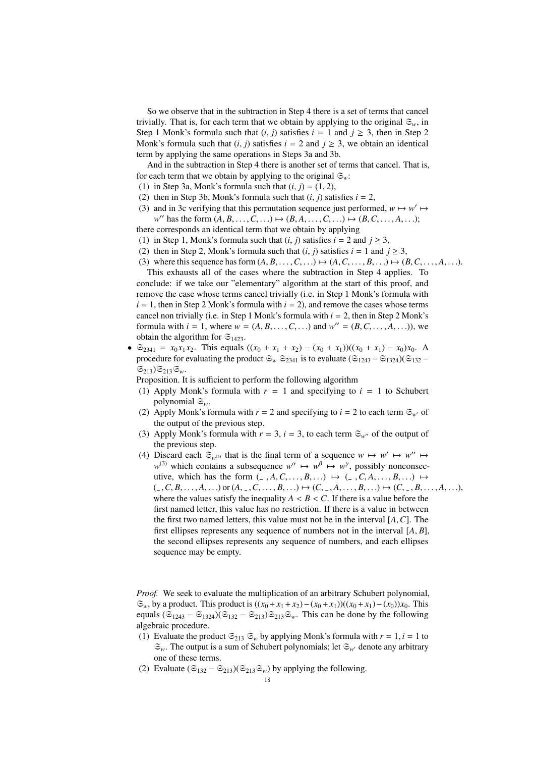So we observe that in the subtraction in Step 4 there is a set of terms that cancel trivially. That is, for each term that we obtain by applying to the original $\mathfrak{S}_w$, in Step 1 Monk's formula such that $(i, j)$ satisfies $i = 1$ and $j \geq 3$, then in Step 2 Monk's formula such that $(i, j)$ satisfies $i = 2$ and $j \geq 3$, we obtain an identical term by applying the same operations in Steps 3a and 3b.

And in the subtraction in Step 4 there is another set of terms that cancel. That is, for each term that we obtain by applying to the original $\mathfrak{S}_w$:

1. in Step 3a, Monk's formula such that $(i, j) = (1, 2)$,
2. then in Step 3b, Monk's formula such that $(i, j)$ satisfies $i = 2$,
3. and in 3c verifying that this permutation sequence just performed, $w \mapsto w' \mapsto w''$ has the form $(A, B, \ldots, C, \ldots) \mapsto (B, A, \ldots, C, \ldots) \mapsto (B, C, \ldots, A, \ldots)$;

there corresponds an identical term that we obtain by applying

1. in Step 1, Monk's formula such that $(i, j)$ satisfies $i = 2$ and $j \geq 3$,
2. then in Step 2, Monk's formula such that $(i, j)$ satisfies $i = 1$ and $j \geq 3$,
3. where this sequence has form $(A, B, \ldots, C, \ldots) \mapsto (A, C, \ldots, B, \ldots) \mapsto (B, C, \ldots, A, \ldots)$.

This exhausts all of the cases where the subtraction in Step 4 applies. To conclude: if we take our "elementary" algorithm at the start of this proof, and remove the case whose terms cancel trivially (i.e. in Step 1 Monk's formula with $i = 1$, then in Step 2 Monk's formula with $i = 2$), and remove the cases whose terms cancel non trivially (i.e. in Step 1 Monk's formula with $i = 2$, then in Step 2 Monk's formula with $i = 1$, where $w = (A, B, \ldots, C, \ldots)$ and $w'' = (B, C, \ldots, A, \ldots)$), we obtain the algorithm for $\mathfrak{S}_{1423}$.

- $\mathfrak{S}_{2341} = x_0 x_1 x_2$. This equals $((x_0 + x_1 + x_2) - (x_0 + x_1))((x_0 + x_1) - x_0)x_0$. A procedure for evaluating the product $\mathfrak{S}_w\ \mathfrak{S}_{2341}$ is to evaluate $(\mathfrak{S}_{1243} - \mathfrak{S}_{1324})(\mathfrak{S}_{132} - \mathfrak{S}_{213})\mathfrak{S}_{213}\mathfrak{S}_w$.

  Proposition. It is sufficient to perform the following algorithm

  1. Apply Monk's formula with $r = 1$ and specifying to $i = 1$ to Schubert polynomial $\mathfrak{S}_w$.
  2. Apply Monk's formula with $r = 2$ and specifying to $i = 2$ to each term $\mathfrak{S}_{w'}$ of the output of the previous step.
  3. Apply Monk's formula with $r = 3$, $i = 3$, to each term $\mathfrak{S}_{w''}$ of the output of the previous step.
  4. Discard each $\mathfrak{S}_{w^{(3)}}$ that is the final term of a sequence $w \mapsto w' \mapsto w'' \mapsto w^{(3)}$ which contains a subsequence $w^\alpha \mapsto w^\beta \mapsto w^\gamma$, possibly nonconsecutive, which has the form $(\_\ , A, C, \ldots, B, \ldots) \mapsto (\_\ , C, A, \ldots, B, \ldots) \mapsto (\_\ , C, B, \ldots, A, \ldots)$ or $(A, \_\ , C, \ldots, B, \ldots) \mapsto (C, \_\ , A, \ldots, B, \ldots) \mapsto (C, \_\ , B, \ldots, A, \ldots)$, where the values satisfy the inequality $A < B < C$. If there is a value before the first named letter, this value has no restriction. If there is a value in between the first two named letters, this value must not be in the interval $[A, C]$. The first ellipses represents any sequence of numbers not in the interval $[A, B]$, the second ellipses represents any sequence of numbers, and each ellipses sequence may be empty.

*Proof.* We seek to evaluate the multiplication of an arbitrary Schubert polynomial, $\mathfrak{S}_w$, by a product. This product is $((x_0 + x_1 + x_2) - (x_0 + x_1))((x_0 + x_1) - (x_0))x_0$. This equals $(\mathfrak{S}_{1243} - \mathfrak{S}_{1324})(\mathfrak{S}_{132} - \mathfrak{S}_{213})\mathfrak{S}_{213}\mathfrak{S}_w$. This can be done by the following algebraic procedure.

1. Evaluate the product $\mathfrak{S}_{213}\ \mathfrak{S}_w$ by applying Monk's formula with $r = 1, i = 1$ to $\mathfrak{S}_w$. The output is a sum of Schubert polynomials; let $\mathfrak{S}_{w'}$ denote any arbitrary one of these terms.
2. Evaluate $(\mathfrak{S}_{132} - \mathfrak{S}_{213})(\mathfrak{S}_{213}\mathfrak{S}_w)$ by applying the following.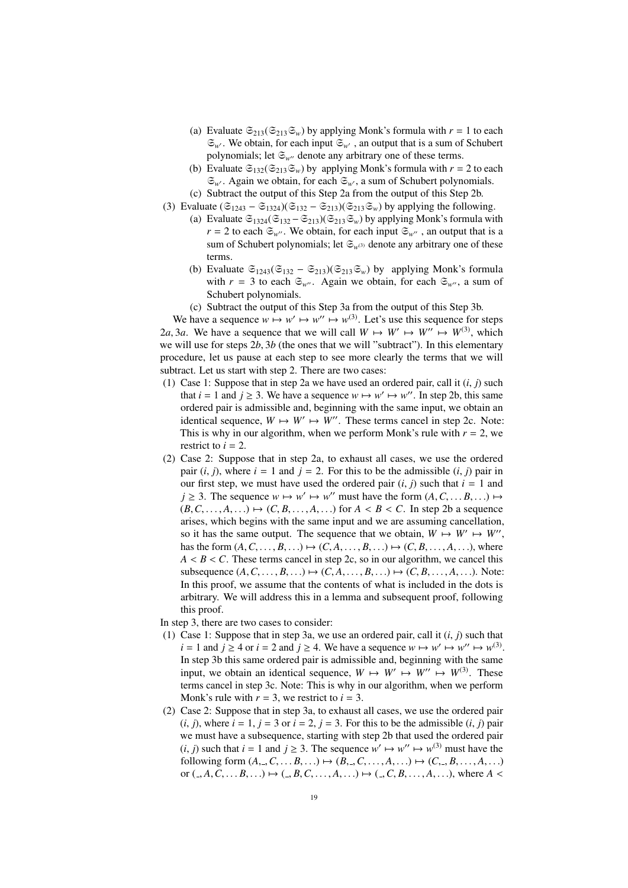(a) Evaluate $\mathfrak{S}_{213}(\mathfrak{S}_{213}\mathfrak{S}_w)$ by applying Monk's formula with $r = 1$ to each $\mathfrak{S}_{w'}$. We obtain, for each input $\mathfrak{S}_{w'}$, an output that is a sum of Schubert polynomials; let $\mathfrak{S}_{w''}$ denote any arbitrary one of these terms.

(b) Evaluate $\mathfrak{S}_{132}(\mathfrak{S}_{213}\mathfrak{S}_w)$ by applying Monk's formula with $r = 2$ to each $\mathfrak{S}_{w'}$. Again we obtain, for each $\mathfrak{S}_{w'}$, a sum of Schubert polynomials.

(c) Subtract the output of this Step 2a from the output of this Step 2b.

(3) Evaluate $(\mathfrak{S}_{1243} - \mathfrak{S}_{1324})(\mathfrak{S}_{132} - \mathfrak{S}_{213})(\mathfrak{S}_{213}\mathfrak{S}_w)$ by applying the following.

(a) Evaluate $\mathfrak{S}_{1324}(\mathfrak{S}_{132} - \mathfrak{S}_{213})(\mathfrak{S}_{213}\mathfrak{S}_w)$ by applying Monk's formula with $r = 2$ to each $\mathfrak{S}_{w''}$. We obtain, for each input $\mathfrak{S}_{w''}$, an output that is a sum of Schubert polynomials; let $\mathfrak{S}_{w^{(3)}}$ denote any arbitrary one of these terms.

(b) Evaluate $\mathfrak{S}_{1243}(\mathfrak{S}_{132} - \mathfrak{S}_{213})(\mathfrak{S}_{213}\mathfrak{S}_w)$ by applying Monk's formula with $r = 3$ to each $\mathfrak{S}_{w''}$. Again we obtain, for each $\mathfrak{S}_{w''}$, a sum of Schubert polynomials.

(c) Subtract the output of this Step 3a from the output of this Step 3b.

We have a sequence $w \mapsto w' \mapsto w'' \mapsto w^{(3)}$. Let's use this sequence for steps $2a, 3a$. We have a sequence that we will call $W \mapsto W' \mapsto W'' \mapsto W^{(3)}$, which we will use for steps $2b, 3b$ (the ones that we will "subtract"). In this elementary procedure, let us pause at each step to see more clearly the terms that we will subtract. Let us start with step 2. There are two cases:

(1) Case 1: Suppose that in step 2a we have used an ordered pair, call it $(i, j)$ such that $i = 1$ and $j \geq 3$. We have a sequence $w \mapsto w' \mapsto w''$. In step 2b, this same ordered pair is admissible and, beginning with the same input, we obtain an identical sequence, $W \mapsto W' \mapsto W''$. These terms cancel in step 2c. Note: This is why in our algorithm, when we perform Monk's rule with $r = 2$, we restrict to $i = 2$.

(2) Case 2: Suppose that in step 2a, to exhaust all cases, we use the ordered pair $(i, j)$, where $i = 1$ and $j = 2$. For this to be the admissible $(i, j)$ pair in our first step, we must have used the ordered pair $(i, j)$ such that $i = 1$ and $j \geq 3$. The sequence $w \mapsto w' \mapsto w''$ must have the form $(A, C, \ldots B, \ldots) \mapsto (B, C, \ldots, A, \ldots) \mapsto (C, B, \ldots, A, \ldots)$ for $A < B < C$. In step 2b a sequence arises, which begins with the same input and we are assuming cancellation, so it has the same output. The sequence that we obtain, $W \mapsto W' \mapsto W''$, has the form $(A, C, \ldots, B, \ldots) \mapsto (C, A, \ldots, B, \ldots) \mapsto (C, B, \ldots, A, \ldots)$, where $A < B < C$. These terms cancel in step 2c, so in our algorithm, we cancel this subsequence $(A, C, \ldots, B, \ldots) \mapsto (C, A, \ldots, B, \ldots) \mapsto (C, B, \ldots, A, \ldots)$. Note: In this proof, we assume that the contents of what is included in the dots is arbitrary. We will address this in a lemma and subsequent proof, following this proof.

In step 3, there are two cases to consider:

(1) Case 1: Suppose that in step 3a, we use an ordered pair, call it $(i, j)$ such that $i = 1$ and $j \geq 4$ or $i = 2$ and $j \geq 4$. We have a sequence $w \mapsto w' \mapsto w'' \mapsto w^{(3)}$. In step 3b this same ordered pair is admissible and, beginning with the same input, we obtain an identical sequence, $W \mapsto W' \mapsto W'' \mapsto W^{(3)}$. These terms cancel in step 3c. Note: This is why in our algorithm, when we perform Monk's rule with $r = 3$, we restrict to $i = 3$.

(2) Case 2: Suppose that in step 3a, to exhaust all cases, we use the ordered pair $(i, j)$, where $i = 1$, $j = 3$ or $i = 2$, $j = 3$. For this to be the admissible $(i, j)$ pair we must have a subsequence, starting with step 2b that used the ordered pair $(i, j)$ such that $i = 1$ and $j \geq 3$. The sequence $w' \mapsto w'' \mapsto w^{(3)}$ must have the following form $(A, \_, C, \ldots B, \ldots) \mapsto (B, \_, C, \ldots, A, \ldots) \mapsto (C, \_, B, \ldots, A, \ldots)$ or $(\_, A, C, \ldots B, \ldots) \mapsto (\_, B, C, \ldots, A, \ldots) \mapsto (\_, C, B, \ldots, A, \ldots)$, where $A <$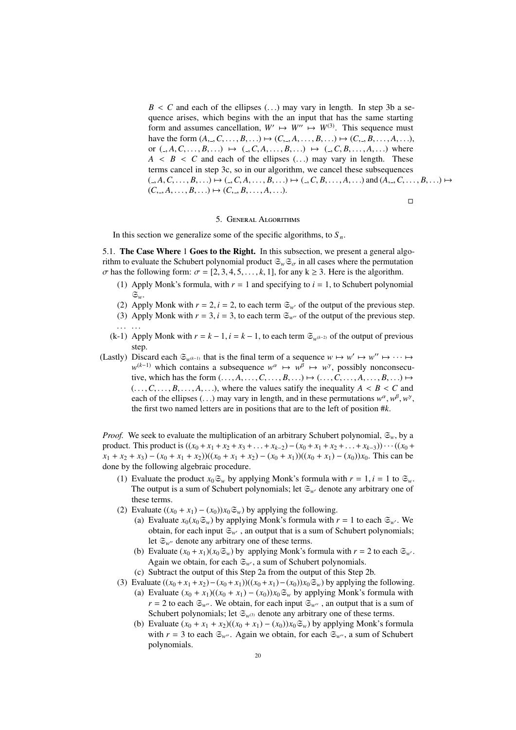$B < C$ and each of the ellipses $(\ldots)$ may vary in length. In step 3b a sequence arises, which begins with the an input that has the same starting form and assumes cancellation, $W' \mapsto W'' \mapsto W^{(3)}$. This sequence must have the form $(A, \_, C, \ldots, B, \ldots) \mapsto (C, \_, A, \ldots, B, \ldots) \mapsto (C, \_, B, \ldots, A, \ldots)$, or $(\_, A, C, \ldots, B, \ldots) \mapsto (\_, C, A, \ldots, B, \ldots) \mapsto (\_, C, B, \ldots, A, \ldots)$ where $A < B < C$ and each of the ellipses $(\ldots)$ may vary in length. These terms cancel in step 3c, so in our algorithm, we cancel these subsequences $(\_, A, C, \ldots, B, \ldots) \mapsto (\_, C, A, \ldots, B, \ldots) \mapsto (\_, C, B, \ldots, A, \ldots)$ and $(A, \_, C, \ldots, B, \ldots) \mapsto (C, \_, A, \ldots, B, \ldots) \mapsto (C, \_, B, \ldots, A, \ldots)$.

□

## 5. General Algorithms

In this section we generalize some of the specific algorithms, to $S_n$.

**5.1. The Case Where 1 Goes to the Right.** In this subsection, we present a general algorithm to evaluate the Schubert polynomial product $\mathfrak{S}_w \mathfrak{S}_\sigma$ in all cases where the permutation $\sigma$ has the following form: $\sigma = [2, 3, 4, 5, \ldots, k, 1]$, for any $k \geq 3$. Here is the algorithm.

(1) Apply Monk's formula, with $r = 1$ and specifying to $i = 1$, to Schubert polynomial $\mathfrak{S}_w$.
(2) Apply Monk with $r = 2, i = 2$, to each term $\mathfrak{S}_{w'}$ of the output of the previous step.
(3) Apply Monk with $r = 3, i = 3$, to each term $\mathfrak{S}_{w''}$ of the output of the previous step.
$\ldots$ $\ldots$
(k-1) Apply Monk with $r = k-1, i = k-1$, to each term $\mathfrak{S}_{w^{(k-2)}}$ of the output of previous step.
(Lastly) Discard each $\mathfrak{S}_{w^{(k-1)}}$ that is the final term of a sequence $w \mapsto w' \mapsto w'' \mapsto \cdots \mapsto w^{(k-1)}$ which contains a subsequence $w^\alpha \mapsto w^\beta \mapsto w^\gamma$, possibly nonconsecutive, which has the form $(\ldots, A, \ldots, C, \ldots, B, \ldots) \mapsto (\ldots, C, \ldots, A, \ldots, B, \ldots) \mapsto (\ldots, C, \ldots, B, \ldots, A, \ldots)$, where the values satisfy the inequality $A < B < C$ and each of the ellipses $(\ldots)$ may vary in length, and in these permutations $w^\alpha, w^\beta, w^\gamma$, the first two named letters are in positions that are to the left of position $\#k$.

*Proof.* We seek to evaluate the multiplication of an arbitrary Schubert polynomial, $\mathfrak{S}_w$, by a product. This product is $((x_0 + x_1 + x_2 + x_3 + \ldots + x_{k-2}) - (x_0 + x_1 + x_2 + \ldots + x_{k-3})) \cdots ((x_0 + x_1 + x_2 + x_3) - (x_0 + x_1 + x_2))((x_0 + x_1 + x_2) - (x_0 + x_1))((x_0 + x_1) - (x_0))x_0$. This can be done by the following algebraic procedure.

(1) Evaluate the product $x_0 \mathfrak{S}_w$ by applying Monk's formula with $r = 1, i = 1$ to $\mathfrak{S}_w$. The output is a sum of Schubert polynomials; let $\mathfrak{S}_{w'}$ denote any arbitrary one of these terms.
(2) Evaluate $((x_0 + x_1) - (x_0))x_0 \mathfrak{S}_w)$ by applying the following.
   (a) Evaluate $x_0(x_0 \mathfrak{S}_w)$ by applying Monk's formula with $r = 1$ to each $\mathfrak{S}_{w'}$. We obtain, for each input $\mathfrak{S}_{w'}$, an output that is a sum of Schubert polynomials; let $\mathfrak{S}_{w''}$ denote any arbitrary one of these terms.
   (b) Evaluate $(x_0 + x_1)(x_0 \mathfrak{S}_w)$ by applying Monk's formula with $r = 2$ to each $\mathfrak{S}_{w'}$. Again we obtain, for each $\mathfrak{S}_{w'}$, a sum of Schubert polynomials.
   (c) Subtract the output of this Step 2a from the output of this Step 2b.
(3) Evaluate $((x_0 + x_1 + x_2) - (x_0 + x_1))((x_0 + x_1) - (x_0))x_0 \mathfrak{S}_w)$ by applying the following.
   (a) Evaluate $(x_0 + x_1)((x_0 + x_1) - (x_0))x_0 \mathfrak{S}_w$ by applying Monk's formula with $r = 2$ to each $\mathfrak{S}_{w''}$. We obtain, for each input $\mathfrak{S}_{w''}$, an output that is a sum of Schubert polynomials; let $\mathfrak{S}_{w^{(3)}}$ denote any arbitrary one of these terms.
   (b) Evaluate $(x_0 + x_1 + x_2)((x_0 + x_1) - (x_0))x_0 \mathfrak{S}_w)$ by applying Monk's formula with $r = 3$ to each $\mathfrak{S}_{w''}$. Again we obtain, for each $\mathfrak{S}_{w''}$, a sum of Schubert polynomials.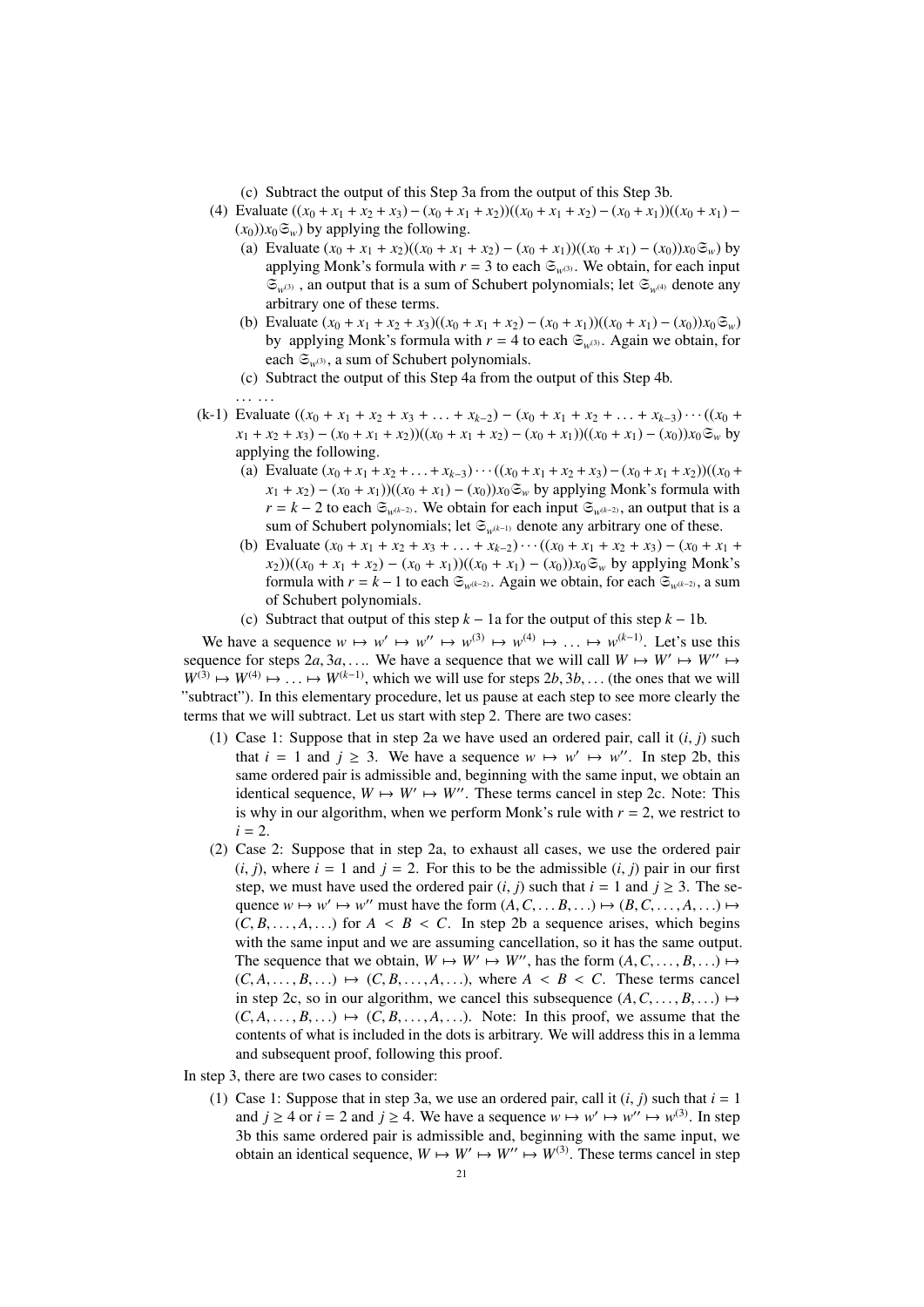(c) Subtract the output of this Step 3a from the output of this Step 3b.

(4) Evaluate $((x_0 + x_1 + x_2 + x_3) - (x_0 + x_1 + x_2))((x_0 + x_1 + x_2) - (x_0 + x_1))((x_0 + x_1) - (x_0))x_0\mathfrak{S}_w)$ by applying the following.

   (a) Evaluate $(x_0 + x_1 + x_2)((x_0 + x_1 + x_2) - (x_0 + x_1))((x_0 + x_1) - (x_0))x_0\mathfrak{S}_w)$ by applying Monk's formula with $r = 3$ to each $\mathfrak{S}_{w^{(3)}}$. We obtain, for each input $\mathfrak{S}_{w^{(3)}}$ , an output that is a sum of Schubert polynomials; let $\mathfrak{S}_{w^{(4)}}$ denote any arbitrary one of these terms.

   (b) Evaluate $(x_0 + x_1 + x_2 + x_3)((x_0 + x_1 + x_2) - (x_0 + x_1))((x_0 + x_1) - (x_0))x_0\mathfrak{S}_w)$ by applying Monk's formula with $r = 4$ to each $\mathfrak{S}_{w^{(3)}}$. Again we obtain, for each $\mathfrak{S}_{w^{(3)}}$, a sum of Schubert polynomials.

   (c) Subtract the output of this Step 4a from the output of this Step 4b.

   ... ...

(k-1) Evaluate $((x_0 + x_1 + x_2 + x_3 + \ldots + x_{k-2}) - (x_0 + x_1 + x_2 + \ldots + x_{k-3}) \cdots ((x_0 + x_1 + x_2 + x_3) - (x_0 + x_1 + x_2))((x_0 + x_1 + x_2) - (x_0 + x_1))((x_0 + x_1) - (x_0))x_0\mathfrak{S}_w$ by applying the following.

   (a) Evaluate $(x_0 + x_1 + x_2 + \ldots + x_{k-3}) \cdots ((x_0 + x_1 + x_2 + x_3) - (x_0 + x_1 + x_2))((x_0 + x_1 + x_2) - (x_0 + x_1))((x_0 + x_1) - (x_0))x_0\mathfrak{S}_w$ by applying Monk's formula with $r = k - 2$ to each $\mathfrak{S}_{w^{(k-2)}}$. We obtain for each input $\mathfrak{S}_{w^{(k-2)}}$, an output that is a sum of Schubert polynomials; let $\mathfrak{S}_{w^{(k-1)}}$ denote any arbitrary one of these.

   (b) Evaluate $(x_0 + x_1 + x_2 + x_3 + \ldots + x_{k-2}) \cdots ((x_0 + x_1 + x_2 + x_3) - (x_0 + x_1 + x_2))((x_0 + x_1 + x_2) - (x_0 + x_1))((x_0 + x_1) - (x_0))x_0\mathfrak{S}_w$ by applying Monk's formula with $r = k - 1$ to each $\mathfrak{S}_{w^{(k-2)}}$. Again we obtain, for each $\mathfrak{S}_{w^{(k-2)}}$, a sum of Schubert polynomials.

   (c) Subtract that output of this step $k - 1$a for the output of this step $k - 1$b.

We have a sequence $w \mapsto w' \mapsto w'' \mapsto w^{(3)} \mapsto w^{(4)} \mapsto \ldots \mapsto w^{(k-1)}$. Let's use this sequence for steps $2a, 3a, \ldots$. We have a sequence that we will call $W \mapsto W' \mapsto W'' \mapsto W^{(3)} \mapsto W^{(4)} \mapsto \ldots \mapsto W^{(k-1)}$, which we will use for steps $2b, 3b, \ldots$ (the ones that we will "subtract"). In this elementary procedure, let us pause at each step to see more clearly the terms that we will subtract. Let us start with step 2. There are two cases:

(1) Case 1: Suppose that in step 2a we have used an ordered pair, call it $(i, j)$ such that $i = 1$ and $j \geq 3$. We have a sequence $w \mapsto w' \mapsto w''$. In step 2b, this same ordered pair is admissible and, beginning with the same input, we obtain an identical sequence, $W \mapsto W' \mapsto W''$. These terms cancel in step 2c. Note: This is why in our algorithm, when we perform Monk's rule with $r = 2$, we restrict to $i = 2$.

(2) Case 2: Suppose that in step 2a, to exhaust all cases, we use the ordered pair $(i, j)$, where $i = 1$ and $j = 2$. For this to be the admissible $(i, j)$ pair in our first step, we must have used the ordered pair $(i, j)$ such that $i = 1$ and $j \geq 3$. The sequence $w \mapsto w' \mapsto w''$ must have the form $(A, C, \ldots B, \ldots) \mapsto (B, C, \ldots, A, \ldots) \mapsto (C, B, \ldots, A, \ldots)$ for $A < B < C$. In step 2b a sequence arises, which begins with the same input and we are assuming cancellation, so it has the same output. The sequence that we obtain, $W \mapsto W' \mapsto W''$, has the form $(A, C, \ldots, B, \ldots) \mapsto (C, A, \ldots, B, \ldots) \mapsto (C, B, \ldots, A, \ldots)$, where $A < B < C$. These terms cancel in step 2c, so in our algorithm, we cancel this subsequence $(A, C, \ldots, B, \ldots) \mapsto (C, A, \ldots, B, \ldots) \mapsto (C, B, \ldots, A, \ldots)$. Note: In this proof, we assume that the contents of what is included in the dots is arbitrary. We will address this in a lemma and subsequent proof, following this proof.

In step 3, there are two cases to consider:

(1) Case 1: Suppose that in step 3a, we use an ordered pair, call it $(i, j)$ such that $i = 1$ and $j \geq 4$ or $i = 2$ and $j \geq 4$. We have a sequence $w \mapsto w' \mapsto w'' \mapsto w^{(3)}$. In step 3b this same ordered pair is admissible and, beginning with the same input, we obtain an identical sequence, $W \mapsto W' \mapsto W'' \mapsto W^{(3)}$. These terms cancel in step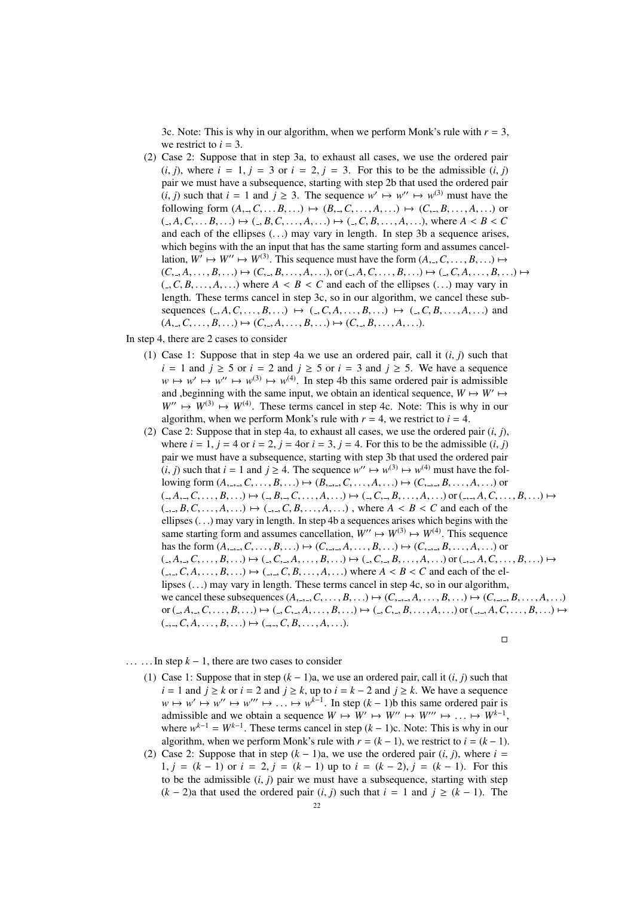3c. Note: This is why in our algorithm, when we perform Monk's rule with $r = 3$, we restrict to $i = 3$.

(2) Case 2: Suppose that in step 3a, to exhaust all cases, we use the ordered pair $(i, j)$, where $i = 1, j = 3$ or $i = 2, j = 3$. For this to be the admissible $(i, j)$ pair we must have a subsequence, starting with step 2b that used the ordered pair $(i, j)$ such that $i = 1$ and $j \geq 3$. The sequence $w' \mapsto w'' \mapsto w^{(3)}$ must have the following form $(A, \_, C, \ldots B, \ldots) \mapsto (B, \_, C, \ldots, A, \ldots) \mapsto (C, \_, B, \ldots, A, \ldots)$ or $(\_, A, C, \ldots B, \ldots) \mapsto (\_, B, C, \ldots, A, \ldots) \mapsto (\_, C, B, \ldots, A, \ldots)$, where $A < B < C$ and each of the ellipses $(\ldots)$ may vary in length. In step 3b a sequence arises, which begins with the an input that has the same starting form and assumes cancellation, $W' \mapsto W'' \mapsto W^{(3)}$. This sequence must have the form $(A, \_, C, \ldots, B, \ldots) \mapsto (C, \_, A, \ldots, B, \ldots) \mapsto (C, \_, B, \ldots, A, \ldots)$, or $(\_, A, C, \ldots, B, \ldots) \mapsto (\_, C, A, \ldots, B, \ldots) \mapsto (\_, C, B, \ldots, A, \ldots)$ where $A < B < C$ and each of the ellipses $(\ldots)$ may vary in length. These terms cancel in step 3c, so in our algorithm, we cancel these subsequences $(\_, A, C, \ldots, B, \ldots) \mapsto (\_, C, A, \ldots, B, \ldots) \mapsto (\_, C, B, \ldots, A, \ldots)$ and $(A, \_, C, \ldots, B, \ldots) \mapsto (C, \_, A, \ldots, B, \ldots) \mapsto (C, \_, B, \ldots, A, \ldots)$.

In step 4, there are 2 cases to consider

(1) Case 1: Suppose that in step 4a we use an ordered pair, call it $(i, j)$ such that $i = 1$ and $j \geq 5$ or $i = 2$ and $j \geq 5$ or $i = 3$ and $j \geq 5$. We have a sequence $w \mapsto w' \mapsto w'' \mapsto w^{(3)} \mapsto w^{(4)}$. In step 4b this same ordered pair is admissible and ,beginning with the same input, we obtain an identical sequence, $W \mapsto W' \mapsto W'' \mapsto W^{(3)} \mapsto W^{(4)}$. These terms cancel in step 4c. Note: This is why in our algorithm, when we perform Monk's rule with $r = 4$, we restrict to $i = 4$.

(2) Case 2: Suppose that in step 4a, to exhaust all cases, we use the ordered pair $(i, j)$, where $i = 1, j = 4$ or $i = 2, j = 4$or $i = 3, j = 4$. For this to be the admissible $(i, j)$ pair we must have a subsequence, starting with step 3b that used the ordered pair $(i, j)$ such that $i = 1$ and $j \geq 4$. The sequence $w'' \mapsto w^{(3)} \mapsto w^{(4)}$ must have the following form $(A, \_, \_, C, \ldots, B, \ldots) \mapsto (B, \_, \_, C, \ldots, A, \ldots) \mapsto (C, \_, \_, B, \ldots, A, \ldots)$ or $(\_, A, \_, C, \ldots, B, \ldots) \mapsto (\_, B, \_, C, \ldots, A, \ldots) \mapsto (\_, C, \_, B, \ldots, A, \ldots)$ or $(\_, \_, A, C, \ldots, B, \ldots) \mapsto (\_, \_, B, C, \ldots, A, \ldots) \mapsto (\_, \_, C, B, \ldots, A, \ldots)$ , where $A < B < C$ and each of the ellipses $(\ldots)$ may vary in length. In step 4b a sequences arises which begins with the same starting form and assumes cancellation, $W'' \mapsto W^{(3)} \mapsto W^{(4)}$. This sequence has the form $(A, \_, \_, C, \ldots, B, \ldots) \mapsto (C, \_, \_, A, \ldots, B, \ldots) \mapsto (C, \_, \_, B, \ldots, A, \ldots)$ or $(\_, A, \_, C, \ldots, B, \ldots) \mapsto (\_, C, \_, A, \ldots, B, \ldots) \mapsto (\_, C, \_, B, \ldots, A, \ldots)$ or $(\_, \_, A, C, \ldots, B, \ldots) \mapsto (\_, \_, C, A, \ldots, B, \ldots) \mapsto (\_, \_, C, B, \ldots, A, \ldots)$ where $A < B < C$ and each of the ellipses $(\ldots)$ may vary in length. These terms cancel in step 4c, so in our algorithm, we cancel these subsequences $(A, \_, \_, C, \ldots, B, \ldots) \mapsto (C, \_, \_, A, \ldots, B, \ldots) \mapsto (C, \_, \_, B, \ldots, A, \ldots)$ or $(\_, A, \_, C, \ldots, B, \ldots) \mapsto (\_, C, \_, A, \ldots, B, \ldots) \mapsto (\_, C, \_, B, \ldots, A, \ldots)$ or $(\_, \_, A, C, \ldots, B, \ldots) \mapsto (\_, \_, C, A, \ldots, B, \ldots) \mapsto (\_, \_, C, B, \ldots, A, \ldots)$.

□

$\ldots$ $\ldots$ In step $k-1$, there are two cases to consider

(1) Case 1: Suppose that in step $(k-1)$a, we use an ordered pair, call it $(i, j)$ such that $i = 1$ and $j \geq k$ or $i = 2$ and $j \geq k$, up to $i = k-2$ and $j \geq k$. We have a sequence $w \mapsto w' \mapsto w'' \mapsto w''' \mapsto \ldots \mapsto w^{k-1}$. In step $(k-1)$b this same ordered pair is admissible and we obtain a sequence $W \mapsto W' \mapsto W'' \mapsto W''' \mapsto \ldots \mapsto W^{k-1}$, where $w^{k-1} = W^{k-1}$. These terms cancel in step $(k-1)$c. Note: This is why in our algorithm, when we perform Monk's rule with $r = (k-1)$, we restrict to $i = (k-1)$.

(2) Case 2: Suppose that in step $(k-1)$a, we use the ordered pair $(i, j)$, where $i = 1, j = (k-1)$ or $i = 2, j = (k-1)$ up to $i = (k-2), j = (k-1)$. For this to be the admissible $(i, j)$ pair we must have a subsequence, starting with step $(k-2)$a that used the ordered pair $(i, j)$ such that $i = 1$ and $j \geq (k-1)$. The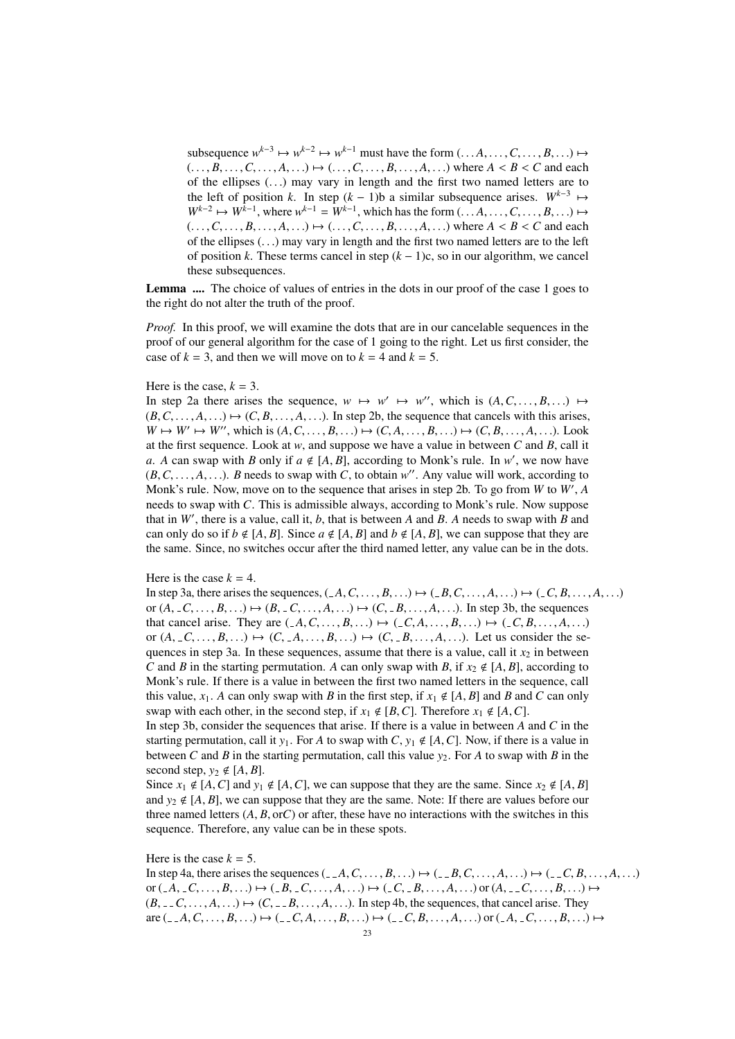subsequence $w^{k-3} \mapsto w^{k-2} \mapsto w^{k-1}$ must have the form $(\ldots A, \ldots, C, \ldots, B, \ldots) \mapsto (\ldots, B, \ldots, C, \ldots, A, \ldots) \mapsto (\ldots, C, \ldots, B, \ldots, A, \ldots)$ where $A < B < C$ and each of the ellipses $(\ldots)$ may vary in length and the first two named letters are to the left of position $k$. In step $(k-1)$b a similar subsequence arises. $W^{k-3} \mapsto W^{k-2} \mapsto W^{k-1}$, where $w^{k-1} = W^{k-1}$, which has the form $(\ldots A, \ldots, C, \ldots, B, \ldots) \mapsto (\ldots, C, \ldots, B, \ldots, A, \ldots) \mapsto (\ldots, C, \ldots, B, \ldots, A, \ldots)$ where $A < B < C$ and each of the ellipses $(\ldots)$ may vary in length and the first two named letters are to the left of position $k$. These terms cancel in step $(k-1)$c, so in our algorithm, we cancel these subsequences.

**Lemma ....** The choice of values of entries in the dots in our proof of the case 1 goes to the right do not alter the truth of the proof.

*Proof.* In this proof, we will examine the dots that are in our cancelable sequences in the proof of our general algorithm for the case of 1 going to the right. Let us first consider, the case of $k = 3$, and then we will move on to $k = 4$ and $k = 5$.

Here is the case, $k = 3$.
In step 2a there arises the sequence, $w \mapsto w' \mapsto w''$, which is $(A, C, \ldots, B, \ldots) \mapsto (B, C, \ldots, A, \ldots) \mapsto (C, B, \ldots, A, \ldots)$. In step 2b, the sequence that cancels with this arises, $W \mapsto W' \mapsto W''$, which is $(A, C, \ldots, B, \ldots) \mapsto (C, A, \ldots, B, \ldots) \mapsto (C, B, \ldots, A, \ldots)$. Look at the first sequence. Look at $w$, and suppose we have a value in between $C$ and $B$, call it $a$. $A$ can swap with $B$ only if $a \notin [A, B]$, according to Monk's rule. In $w'$, we now have $(B, C, \ldots, A, \ldots)$. $B$ needs to swap with $C$, to obtain $w''$. Any value will work, according to Monk's rule. Now, move on to the sequence that arises in step 2b. To go from $W$ to $W'$, $A$ needs to swap with $C$. This is admissible always, according to Monk's rule. Now suppose that in $W'$, there is a value, call it, $b$, that is between $A$ and $B$. $A$ needs to swap with $B$ and can only do so if $b \notin [A, B]$. Since $a \notin [A, B]$ and $b \notin [A, B]$, we can suppose that they are the same. Since, no switches occur after the third named letter, any value can be in the dots.

Here is the case $k = 4$.
In step 3a, there arises the sequences, $(\_A, C, \ldots, B, \ldots) \mapsto (\_B, C, \ldots, A, \ldots) \mapsto (\_C, B, \ldots, A, \ldots)$ or $(A, \_C, \ldots, B, \ldots) \mapsto (B, \_C, \ldots, A, \ldots) \mapsto (C, \_B, \ldots, A, \ldots)$. In step 3b, the sequences that cancel arise. They are $(\_A, C, \ldots, B, \ldots) \mapsto (\_C, A, \ldots, B, \ldots) \mapsto (\_C, B, \ldots, A, \ldots)$ or $(A, \_C, \ldots, B, \ldots) \mapsto (C, \_A, \ldots, B, \ldots) \mapsto (C, \_B, \ldots, A, \ldots)$. Let us consider the sequences in step 3a. In these sequences, assume that there is a value, call it $x_2$ in between $C$ and $B$ in the starting permutation. $A$ can only swap with $B$, if $x_2 \notin [A, B]$, according to Monk's rule. If there is a value in between the first two named letters in the sequence, call this value, $x_1$. $A$ can only swap with $B$ in the first step, if $x_1 \notin [A, B]$ and $B$ and $C$ can only swap with each other, in the second step, if $x_1 \notin [B, C]$. Therefore $x_1 \notin [A, C]$.
In step 3b, consider the sequences that arise. If there is a value in between $A$ and $C$ in the starting permutation, call it $y_1$. For $A$ to swap with $C$, $y_1 \notin [A, C]$. Now, if there is a value in between $C$ and $B$ in the starting permutation, call this value $y_2$. For $A$ to swap with $B$ in the second step, $y_2 \notin [A, B]$.
Since $x_1 \notin [A, C]$ and $y_1 \notin [A, C]$, we can suppose that they are the same. Since $x_2 \notin [A, B]$ and $y_2 \notin [A, B]$, we can suppose that they are the same. Note: If there are values before our three named letters ($A, B,$ or$C$) or after, these have no interactions with the switches in this sequence. Therefore, any value can be in these spots.

Here is the case $k = 5$.
In step 4a, there arises the sequences $(\_\_A, C, \ldots, B, \ldots) \mapsto (\_\_B, C, \ldots, A, \ldots) \mapsto (\_\_C, B, \ldots, A, \ldots)$ or $(\_A, \_C, \ldots, B, \ldots) \mapsto (\_B, \_C, \ldots, A, \ldots) \mapsto (\_C, \_B, \ldots, A, \ldots)$ or $(A, \_\_C, \ldots, B, \ldots) \mapsto (B, \_\_C, \ldots, A, \ldots) \mapsto (C, \_\_B, \ldots, A, \ldots)$. In step 4b, the sequences, that cancel arise. They are $(\_\_A, C, \ldots, B, \ldots) \mapsto (\_\_C, A, \ldots, B, \ldots) \mapsto (\_\_C, B, \ldots, A, \ldots)$ or $(\_A, \_C, \ldots, B, \ldots) \mapsto$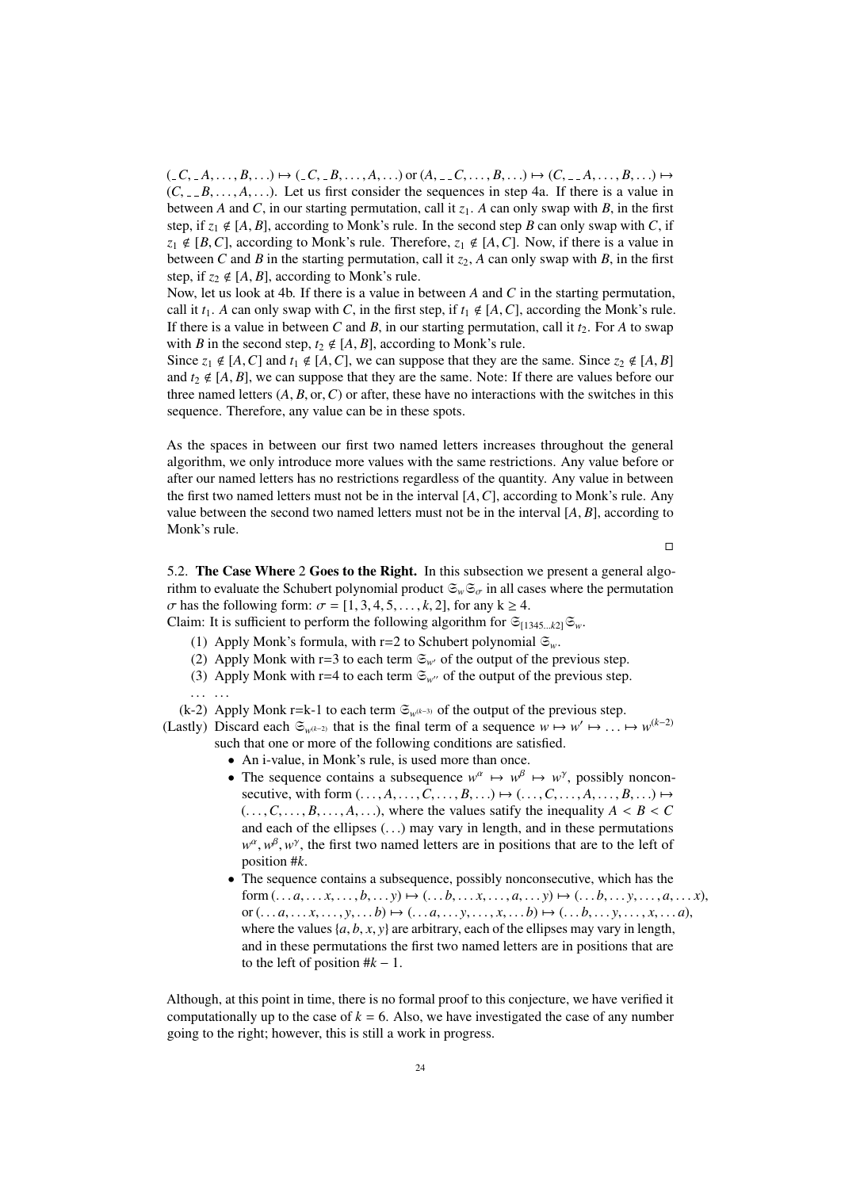$(\_C, \_A, \ldots, B, \ldots) \mapsto (\_C, \_B, \ldots, A, \ldots)$ or $(A, \_\_C, \ldots, B, \ldots) \mapsto (C, \_\_A, \ldots, B, \ldots) \mapsto (C, \_\_B, \ldots, A, \ldots)$. Let us first consider the sequences in step 4a. If there is a value in between $A$ and $C$, in our starting permutation, call it $z_1$. $A$ can only swap with $B$, in the first step, if $z_1 \notin [A, B]$, according to Monk's rule. In the second step $B$ can only swap with $C$, if $z_1 \notin [B, C]$, according to Monk's rule. Therefore, $z_1 \notin [A, C]$. Now, if there is a value in between $C$ and $B$ in the starting permutation, call it $z_2$, $A$ can only swap with $B$, in the first step, if $z_2 \notin [A, B]$, according to Monk's rule.

Now, let us look at 4b. If there is a value in between $A$ and $C$ in the starting permutation, call it $t_1$. $A$ can only swap with $C$, in the first step, if $t_1 \notin [A, C]$, according the Monk's rule. If there is a value in between $C$ and $B$, in our starting permutation, call it $t_2$. For $A$ to swap with $B$ in the second step, $t_2 \notin [A, B]$, according to Monk's rule.

Since $z_1 \notin [A, C]$ and $t_1 \notin [A, C]$, we can suppose that they are the same. Since $z_2 \notin [A, B]$ and $t_2 \notin [A, B]$, we can suppose that they are the same. Note: If there are values before our three named letters ($A$, $B$, or, $C$) or after, these have no interactions with the switches in this sequence. Therefore, any value can be in these spots.

As the spaces in between our first two named letters increases throughout the general algorithm, we only introduce more values with the same restrictions. Any value before or after our named letters has no restrictions regardless of the quantity. Any value in between the first two named letters must not be in the interval $[A, C]$, according to Monk's rule. Any value between the second two named letters must not be in the interval $[A, B]$, according to Monk's rule.

□

### 5.2. The Case Where 2 Goes to the Right.

In this subsection we present a general algorithm to evaluate the Schubert polynomial product $\mathfrak{S}_w\mathfrak{S}_\sigma$ in all cases where the permutation $\sigma$ has the following form: $\sigma = [1, 3, 4, 5, \ldots, k, 2]$, for any k $\geq 4$.

Claim: It is sufficient to perform the following algorithm for $\mathfrak{S}_{[1345\ldots k2]}\mathfrak{S}_w$.

(1) Apply Monk's formula, with r=2 to Schubert polynomial $\mathfrak{S}_w$.
(2) Apply Monk with r=3 to each term $\mathfrak{S}_{w'}$ of the output of the previous step.
(3) Apply Monk with r=4 to each term $\mathfrak{S}_{w''}$ of the output of the previous step.
$\ldots$ $\ldots$
(k-2) Apply Monk r=k-1 to each term $\mathfrak{S}_{w^{(k-3)}}$ of the output of the previous step.
(Lastly) Discard each $\mathfrak{S}_{w^{(k-2)}}$ that is the final term of a sequence $w \mapsto w' \mapsto \ldots \mapsto w^{(k-2)}$ such that one or more of the following conditions are satisfied.
  - An i-value, in Monk's rule, is used more than once.
  - The sequence contains a subsequence $w^\alpha \mapsto w^\beta \mapsto w^\gamma$, possibly nonconsecutive, with form $(\ldots, A, \ldots, C, \ldots, B, \ldots) \mapsto (\ldots, C, \ldots, A, \ldots, B, \ldots) \mapsto (\ldots, C, \ldots, B, \ldots, A, \ldots)$, where the values satify the inequality $A < B < C$ and each of the ellipses $(\ldots)$ may vary in length, and in these permutations $w^\alpha, w^\beta, w^\gamma$, the first two named letters are in positions that are to the left of position #$k$.
  - The sequence contains a subsequence, possibly nonconsecutive, which has the form $(\ldots a, \ldots x, \ldots, b, \ldots y) \mapsto (\ldots b, \ldots x, \ldots, a, \ldots y) \mapsto (\ldots b, \ldots y, \ldots, a, \ldots x)$, or $(\ldots a, \ldots x, \ldots, y, \ldots b) \mapsto (\ldots a, \ldots y, \ldots, x, \ldots b) \mapsto (\ldots b, \ldots y, \ldots, x, \ldots a)$, where the values $\{a, b, x, y\}$ are arbitrary, each of the ellipses may vary in length, and in these permutations the first two named letters are in positions that are to the left of position #$k - 1$.

Although, at this point in time, there is no formal proof to this conjecture, we have verified it computationally up to the case of $k = 6$. Also, we have investigated the case of any number going to the right; however, this is still a work in progress.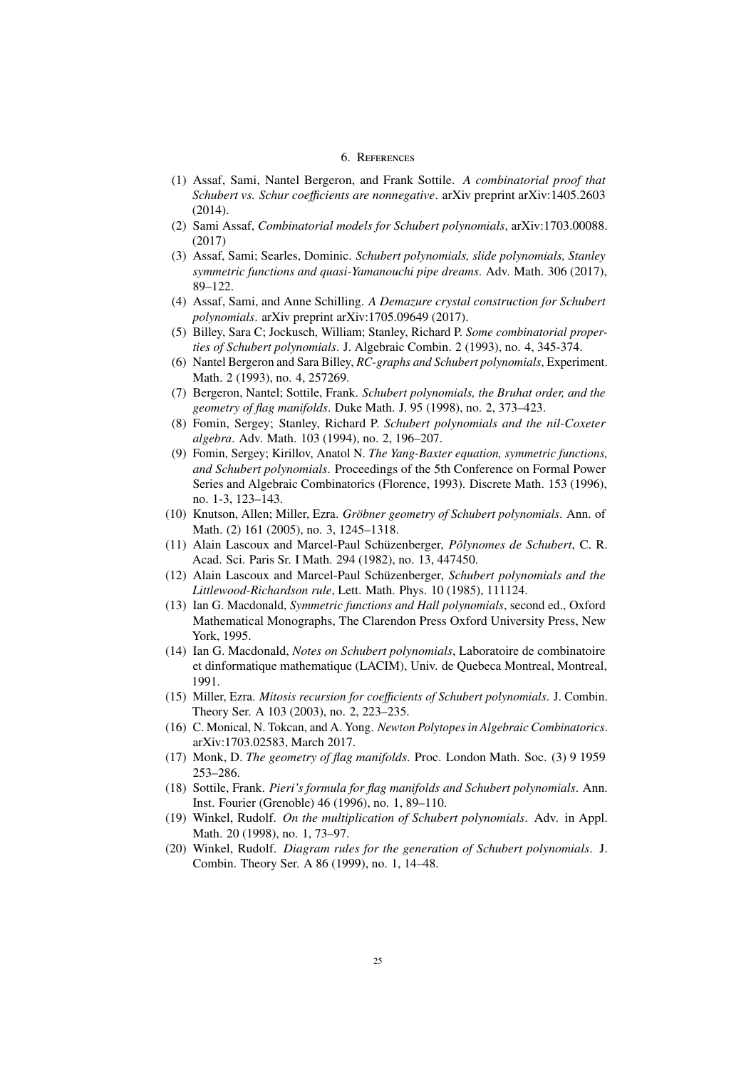## 6. References

1. Assaf, Sami, Nantel Bergeron, and Frank Sottile. *A combinatorial proof that Schubert vs. Schur coefficients are nonnegative*. arXiv preprint arXiv:1405.2603 (2014).
2. Sami Assaf, *Combinatorial models for Schubert polynomials*, arXiv:1703.00088. (2017)
3. Assaf, Sami; Searles, Dominic. *Schubert polynomials, slide polynomials, Stanley symmetric functions and quasi-Yamanouchi pipe dreams*. Adv. Math. 306 (2017), 89–122.
4. Assaf, Sami, and Anne Schilling. *A Demazure crystal construction for Schubert polynomials*. arXiv preprint arXiv:1705.09649 (2017).
5. Billey, Sara C; Jockusch, William; Stanley, Richard P. *Some combinatorial properties of Schubert polynomials*. J. Algebraic Combin. 2 (1993), no. 4, 345-374.
6. Nantel Bergeron and Sara Billey, *RC-graphs and Schubert polynomials*, Experiment. Math. 2 (1993), no. 4, 257269.
7. Bergeron, Nantel; Sottile, Frank. *Schubert polynomials, the Bruhat order, and the geometry of flag manifolds*. Duke Math. J. 95 (1998), no. 2, 373–423.
8. Fomin, Sergey; Stanley, Richard P. *Schubert polynomials and the nil-Coxeter algebra*. Adv. Math. 103 (1994), no. 2, 196–207.
9. Fomin, Sergey; Kirillov, Anatol N. *The Yang-Baxter equation, symmetric functions, and Schubert polynomials*. Proceedings of the 5th Conference on Formal Power Series and Algebraic Combinatorics (Florence, 1993). Discrete Math. 153 (1996), no. 1-3, 123–143.
10. Knutson, Allen; Miller, Ezra. *Gröbner geometry of Schubert polynomials*. Ann. of Math. (2) 161 (2005), no. 3, 1245–1318.
11. Alain Lascoux and Marcel-Paul Schüzenberger, *Pôlynomes de Schubert*, C. R. Acad. Sci. Paris Sr. I Math. 294 (1982), no. 13, 447450.
12. Alain Lascoux and Marcel-Paul Schüzenberger, *Schubert polynomials and the Littlewood-Richardson rule*, Lett. Math. Phys. 10 (1985), 111124.
13. Ian G. Macdonald, *Symmetric functions and Hall polynomials*, second ed., Oxford Mathematical Monographs, The Clarendon Press Oxford University Press, New York, 1995.
14. Ian G. Macdonald, *Notes on Schubert polynomials*, Laboratoire de combinatoire et dinformatique mathematique (LACIM), Univ. de Quebeca Montreal, Montreal, 1991.
15. Miller, Ezra. *Mitosis recursion for coefficients of Schubert polynomials*. J. Combin. Theory Ser. A 103 (2003), no. 2, 223–235.
16. C. Monical, N. Tokcan, and A. Yong. *Newton Polytopes in Algebraic Combinatorics*. arXiv:1703.02583, March 2017.
17. Monk, D. *The geometry of flag manifolds*. Proc. London Math. Soc. (3) 9 1959 253–286.
18. Sottile, Frank. *Pieri's formula for flag manifolds and Schubert polynomials*. Ann. Inst. Fourier (Grenoble) 46 (1996), no. 1, 89–110.
19. Winkel, Rudolf. *On the multiplication of Schubert polynomials*. Adv. in Appl. Math. 20 (1998), no. 1, 73–97.
20. Winkel, Rudolf. *Diagram rules for the generation of Schubert polynomials*. J. Combin. Theory Ser. A 86 (1999), no. 1, 14–48.